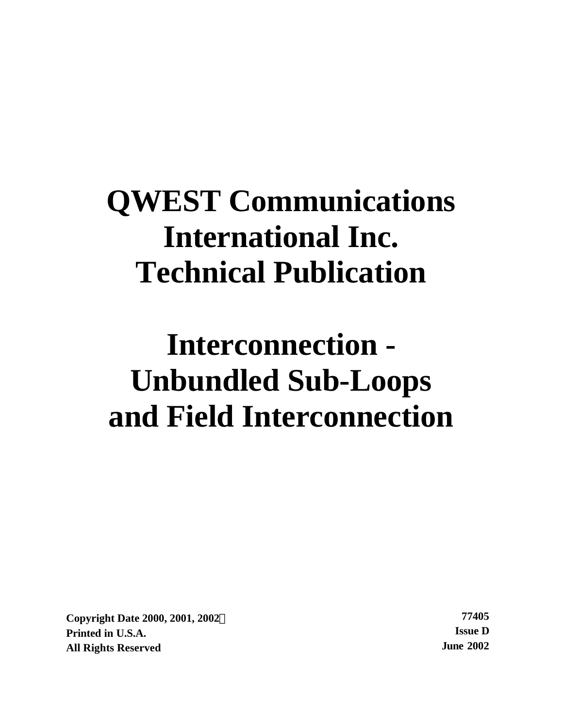# QWEST Communications International Inc. Technical Publication

# Interconnection - Unbundled Sub-Loops and Field Interconnection

**Copyright Date 2000, 2001, 2002©**
**Printed in U.S.A.**
**All Rights Reserved**

**77405**
**Issue D**
**June 2002**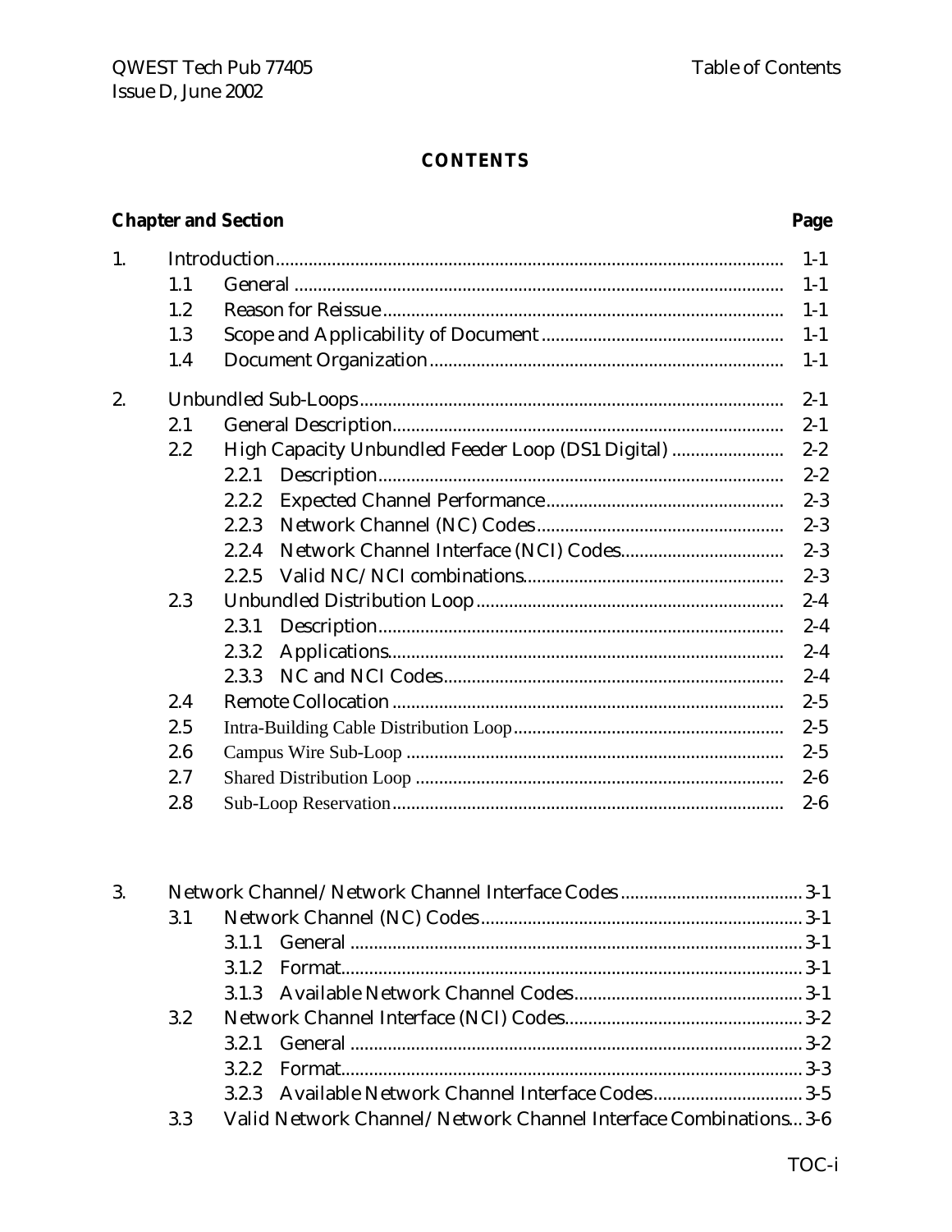# CONTENTS

| Chapter and Section | | | | Page |
|---|---|---|---|---|
| 1. | Introduction | | | 1-1 |
| | 1.1 | General | | 1-1 |
| | 1.2 | Reason for Reissue | | 1-1 |
| | 1.3 | Scope and Applicability of Document | | 1-1 |
| | 1.4 | Document Organization | | 1-1 |
| 2. | Unbundled Sub-Loops | | | 2-1 |
| | 2.1 | General Description | | 2-1 |
| | 2.2 | High Capacity Unbundled Feeder Loop (DS1 Digital) | | 2-2 |
| | | 2.2.1 | Description | 2-2 |
| | | 2.2.2 | Expected Channel Performance | 2-3 |
| | | 2.2.3 | Network Channel (NC) Codes | 2-3 |
| | | 2.2.4 | Network Channel Interface (NCI) Codes | 2-3 |
| | | 2.2.5 | Valid NC/NCI combinations | 2-3 |
| | 2.3 | Unbundled Distribution Loop | | 2-4 |
| | | 2.3.1 | Description | 2-4 |
| | | 2.3.2 | Applications | 2-4 |
| | | 2.3.3 | NC and NCI Codes | 2-4 |
| | 2.4 | Remote Collocation | | 2-5 |
| | 2.5 | Intra-Building Cable Distribution Loop | | 2-5 |
| | 2.6 | Campus Wire Sub-Loop | | 2-5 |
| | 2.7 | Shared Distribution Loop | | 2-6 |
| | 2.8 | Sub-Loop Reservation | | 2-6 |
| 3. | Network Channel/Network Channel Interface Codes | | | 3-1 |
| | 3.1 | Network Channel (NC) Codes | | 3-1 |
| | | 3.1.1 | General | 3-1 |
| | | 3.1.2 | Format | 3-1 |
| | | 3.1.3 | Available Network Channel Codes | 3-1 |
| | 3.2 | Network Channel Interface (NCI) Codes | | 3-2 |
| | | 3.2.1 | General | 3-2 |
| | | 3.2.2 | Format | 3-3 |
| | | 3.2.3 | Available Network Channel Interface Codes | 3-5 |
| | 3.3 | Valid Network Channel/Network Channel Interface Combinations | | 3-6 |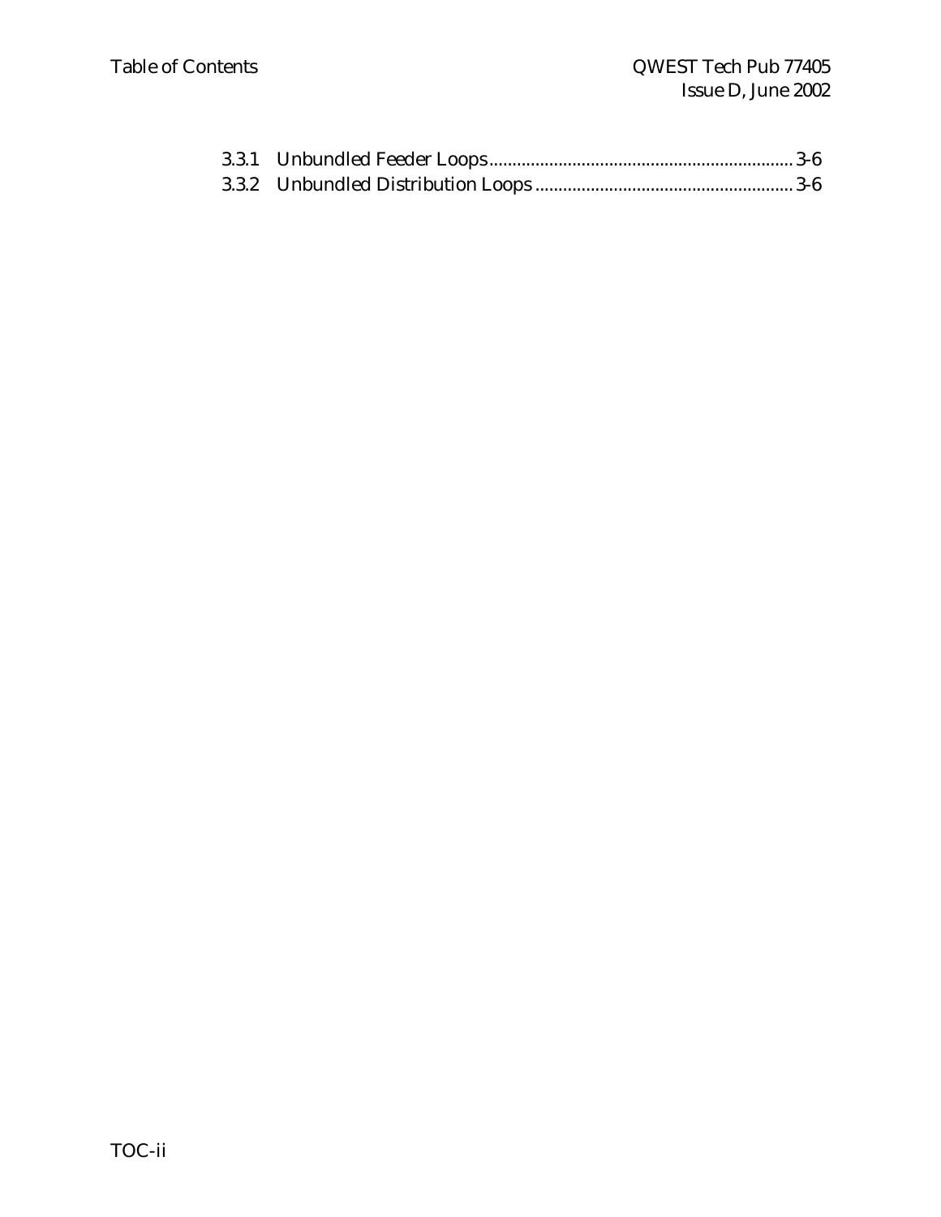3.3.1 Unbundled Feeder Loops................................................................... 3-6
3.3.2 Unbundled Distribution Loops ......................................................... 3-6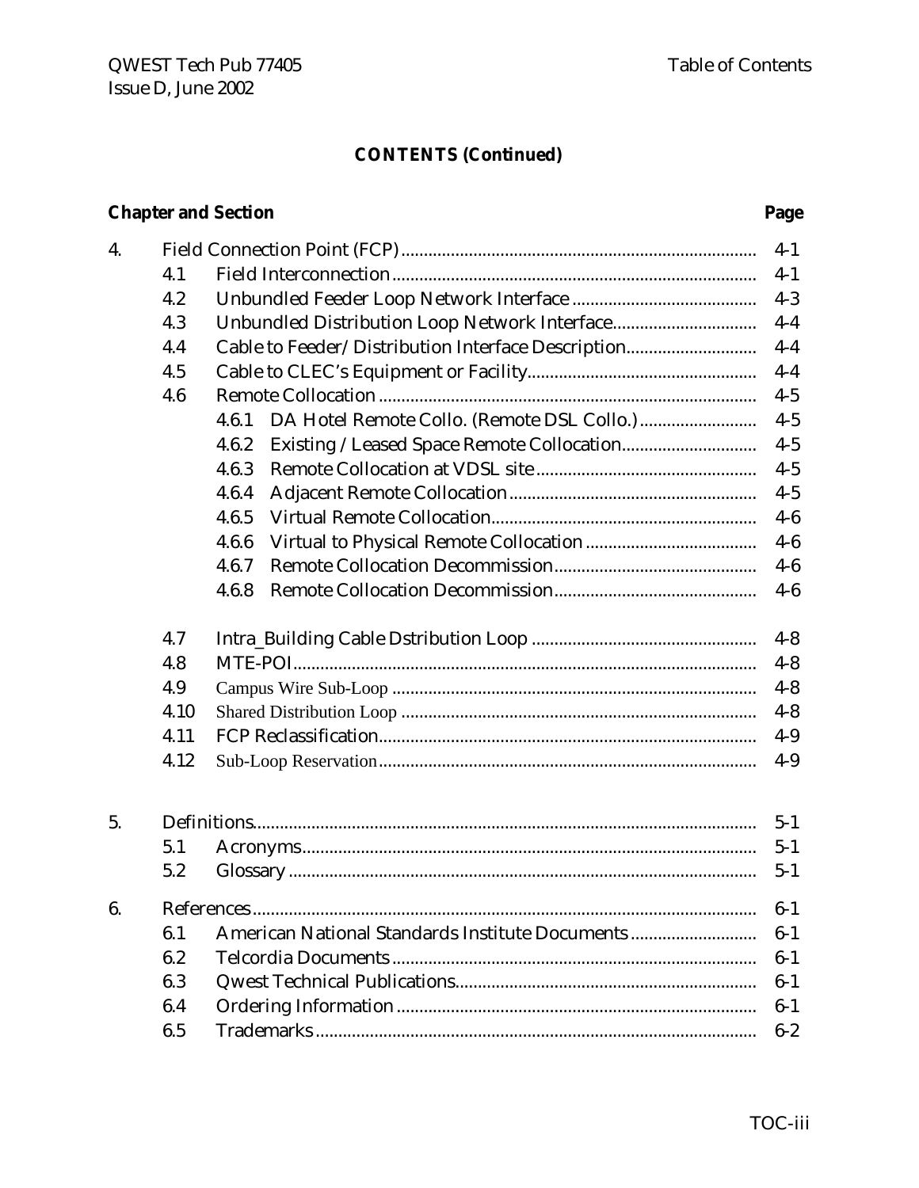## CONTENTS (Continued)

| Chapter and Section | | | | Page |
|---|---|---|---|---|
| 4. | Field Connection Point (FCP) | | | 4-1 |
| | 4.1 | Field Interconnection | | 4-1 |
| | 4.2 | Unbundled Feeder Loop Network Interface | | 4-3 |
| | 4.3 | Unbundled Distribution Loop Network Interface | | 4-4 |
| | 4.4 | Cable to Feeder/Distribution Interface Description | | 4-4 |
| | 4.5 | Cable to CLEC's Equipment or Facility | | 4-4 |
| | 4.6 | Remote Collocation | | 4-5 |
| | | 4.6.1 | DA Hotel Remote Collo. (Remote DSL Collo.) | 4-5 |
| | | 4.6.2 | Existing / Leased Space Remote Collocation | 4-5 |
| | | 4.6.3 | Remote Collocation at VDSL site | 4-5 |
| | | 4.6.4 | Adjacent Remote Collocation | 4-5 |
| | | 4.6.5 | Virtual Remote Collocation | 4-6 |
| | | 4.6.6 | Virtual to Physical Remote Collocation | 4-6 |
| | | 4.6.7 | Remote Collocation Decommission | 4-6 |
| | | 4.6.8 | Remote Collocation Decommission | 4-6 |
| | 4.7 | Intra_Building Cable Dstribution Loop | | 4-8 |
| | 4.8 | MTE-POI | | 4-8 |
| | 4.9 | Campus Wire Sub-Loop | | 4-8 |
| | 4.10 | Shared Distribution Loop | | 4-8 |
| | 4.11 | FCP Reclassification | | 4-9 |
| | 4.12 | Sub-Loop Reservation | | 4-9 |
| 5. | Definitions | | | 5-1 |
| | 5.1 | Acronyms | | 5-1 |
| | 5.2 | Glossary | | 5-1 |
| 6. | References | | | 6-1 |
| | 6.1 | American National Standards Institute Documents | | 6-1 |
| | 6.2 | Telcordia Documents | | 6-1 |
| | 6.3 | Qwest Technical Publications | | 6-1 |
| | 6.4 | Ordering Information | | 6-1 |
| | 6.5 | Trademarks | | 6-2 |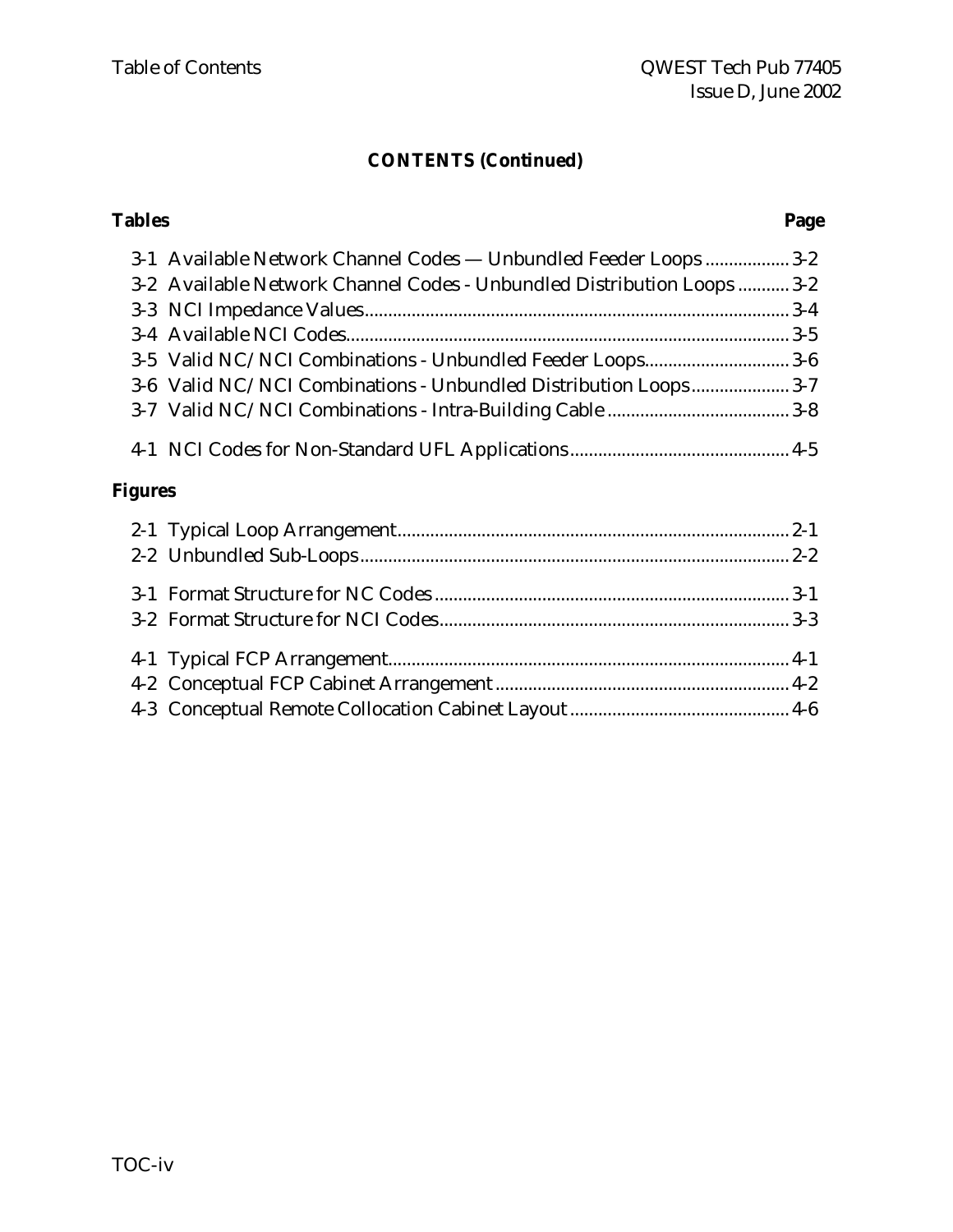## CONTENTS (Continued)

**Tables** **Page**

3-1 Available Network Channel Codes — Unbundled Feeder Loops .................. 3-2
3-2 Available Network Channel Codes - Unbundled Distribution Loops ........... 3-2
3-3 NCI Impedance Values.......................................................................................... 3-4
3-4 Available NCI Codes.............................................................................................. 3-5
3-5 Valid NC/NCI Combinations - Unbundled Feeder Loops............................... 3-6
3-6 Valid NC/NCI Combinations - Unbundled Distribution Loops..................... 3-7
3-7 Valid NC/NCI Combinations - Intra-Building Cable ....................................... 3-8

4-1 NCI Codes for Non-Standard UFL Applications............................................... 4-5

**Figures**

2-1 Typical Loop Arrangement.................................................................................... 2-1
2-2 Unbundled Sub-Loops............................................................................................ 2-2

3-1 Format Structure for NC Codes ............................................................................ 3-1
3-2 Format Structure for NCI Codes........................................................................... 3-3

4-1 Typical FCP Arrangement...................................................................................... 4-1
4-2 Conceptual FCP Cabinet Arrangement ............................................................... 4-2
4-3 Conceptual Remote Collocation Cabinet Layout ............................................... 4-6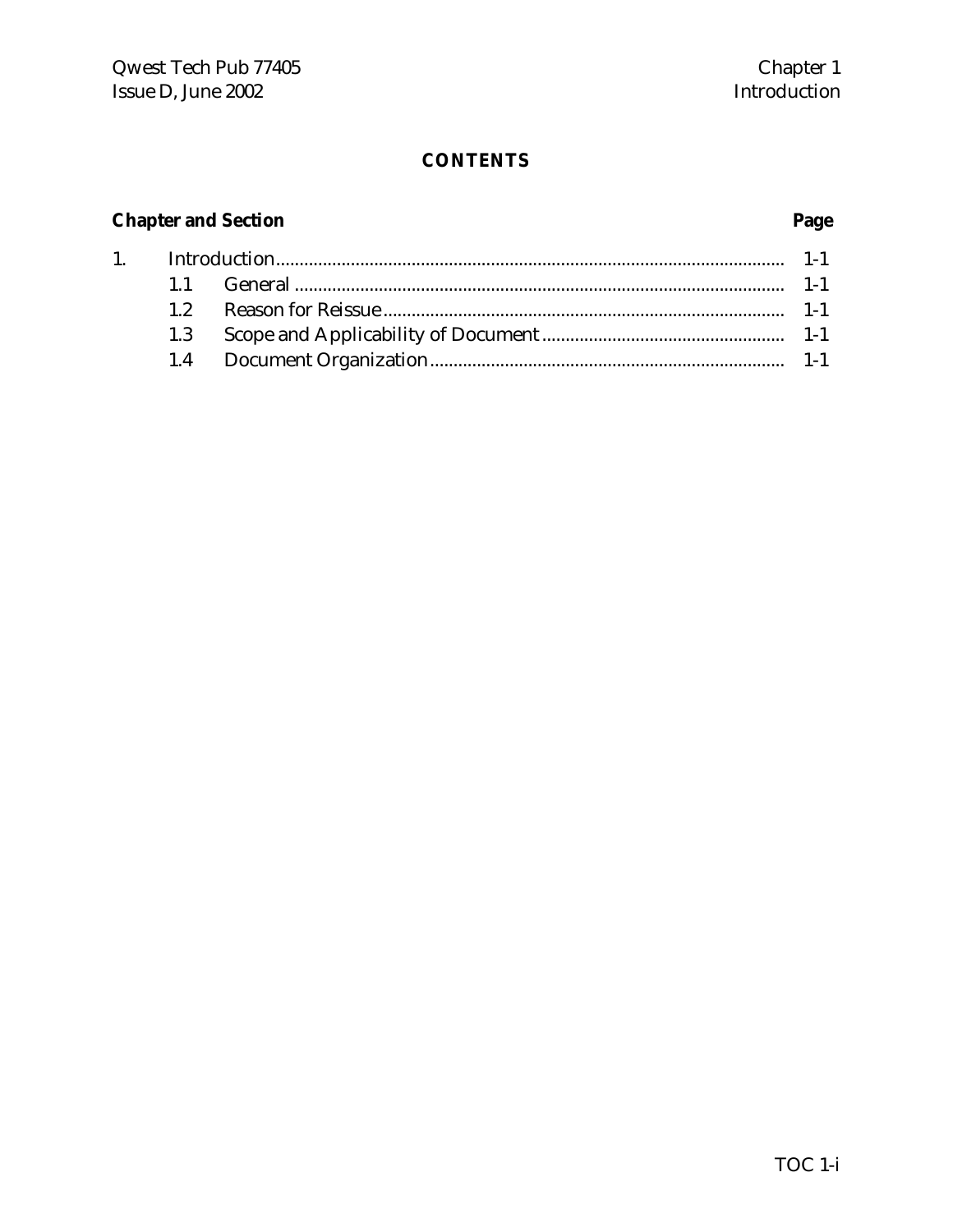## CONTENTS

| Chapter and Section | | Page |
|---|---|---|
| 1. | Introduction | 1-1 |
| | 1.1 General | 1-1 |
| | 1.2 Reason for Reissue | 1-1 |
| | 1.3 Scope and Applicability of Document | 1-1 |
| | 1.4 Document Organization | 1-1 |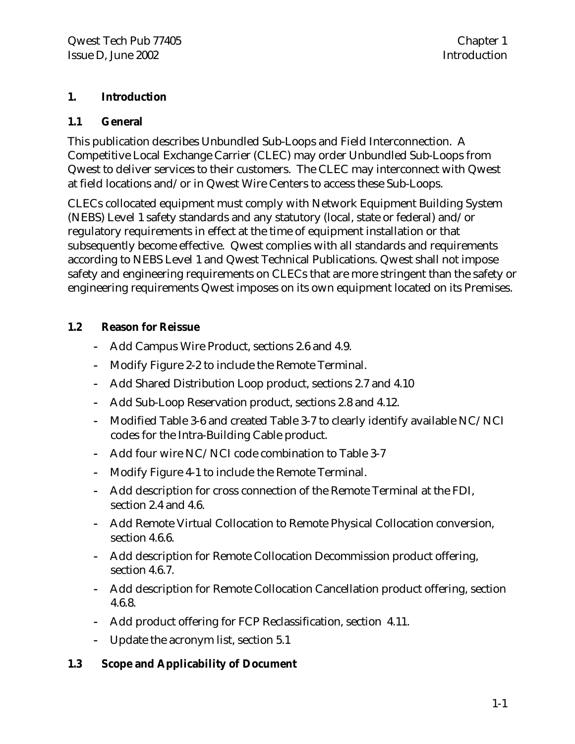# 1. Introduction

## 1.1 General

This publication describes Unbundled Sub-Loops and Field Interconnection. A Competitive Local Exchange Carrier (CLEC) may order Unbundled Sub-Loops from Qwest to deliver services to their customers. The CLEC may interconnect with Qwest at field locations and/or in Qwest Wire Centers to access these Sub-Loops.

CLECs collocated equipment must comply with Network Equipment Building System (NEBS) Level 1 safety standards and any statutory (local, state or federal) and/or regulatory requirements in effect at the time of equipment installation or that subsequently become effective. Qwest complies with all standards and requirements according to NEBS Level 1 and Qwest Technical Publications. Qwest shall not impose safety and engineering requirements on CLECs that are more stringent than the safety or engineering requirements Qwest imposes on its own equipment located on its Premises.

## 1.2 Reason for Reissue

- Add Campus Wire Product, sections 2.6 and 4.9.
- Modify Figure 2-2 to include the Remote Terminal.
- Add Shared Distribution Loop product, sections 2.7 and 4.10
- Add Sub-Loop Reservation product, sections 2.8 and 4.12.
- Modified Table 3-6 and created Table 3-7 to clearly identify available NC/NCI codes for the Intra-Building Cable product.
- Add four wire NC/NCI code combination to Table 3-7
- Modify Figure 4-1 to include the Remote Terminal.
- Add description for cross connection of the Remote Terminal at the FDI, section 2.4 and 4.6.
- Add Remote Virtual Collocation to Remote Physical Collocation conversion, section 4.6.6.
- Add description for Remote Collocation Decommission product offering, section 4.6.7.
- Add description for Remote Collocation Cancellation product offering, section 4.6.8.
- Add product offering for FCP Reclassification, section 4.11.
- Update the acronym list, section 5.1

## 1.3 Scope and Applicability of Document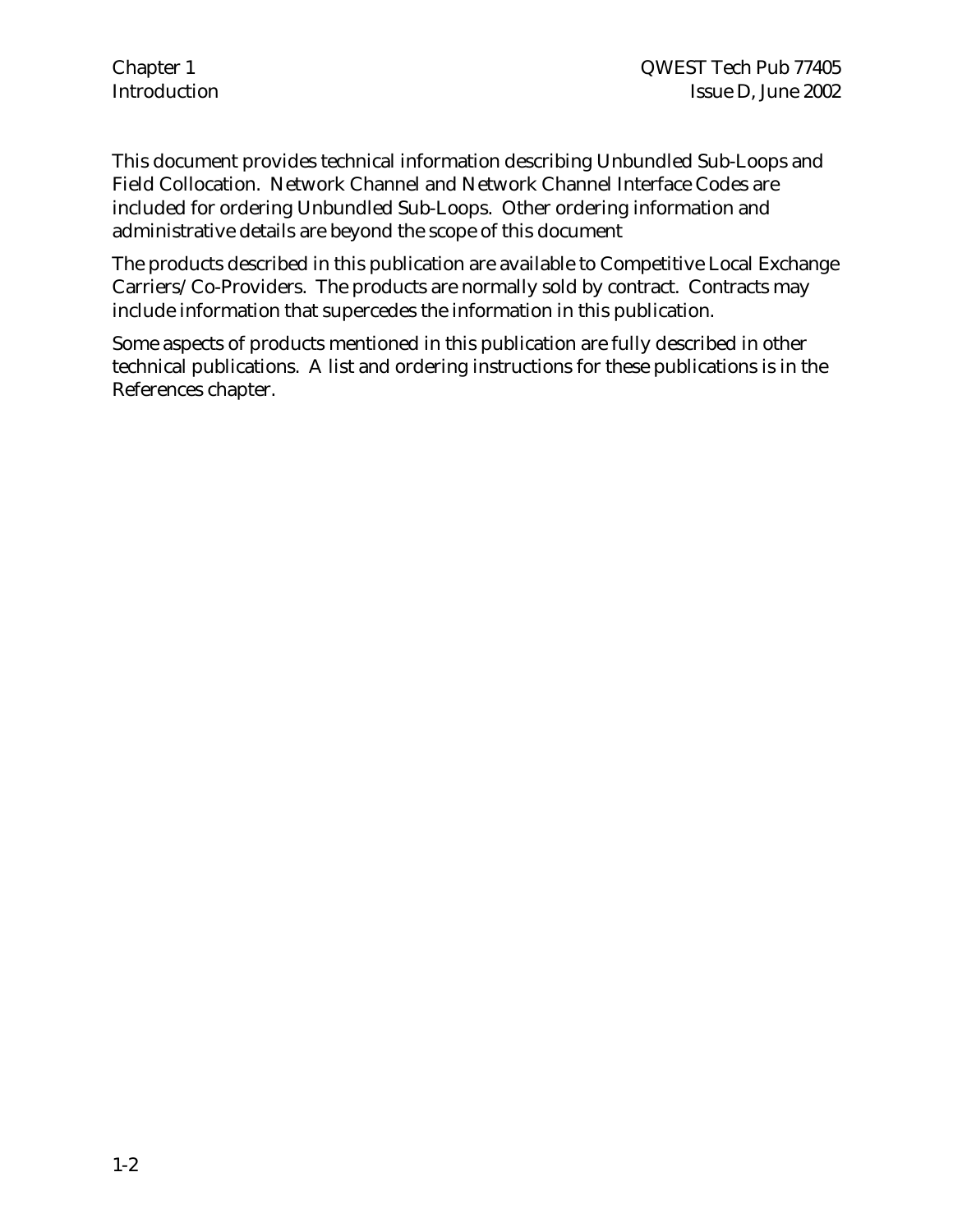This document provides technical information describing Unbundled Sub-Loops and Field Collocation. Network Channel and Network Channel Interface Codes are included for ordering Unbundled Sub-Loops. Other ordering information and administrative details are beyond the scope of this document

The products described in this publication are available to Competitive Local Exchange Carriers/Co-Providers. The products are normally sold by contract. Contracts may include information that supercedes the information in this publication.

Some aspects of products mentioned in this publication are fully described in other technical publications. A list and ordering instructions for these publications is in the References chapter.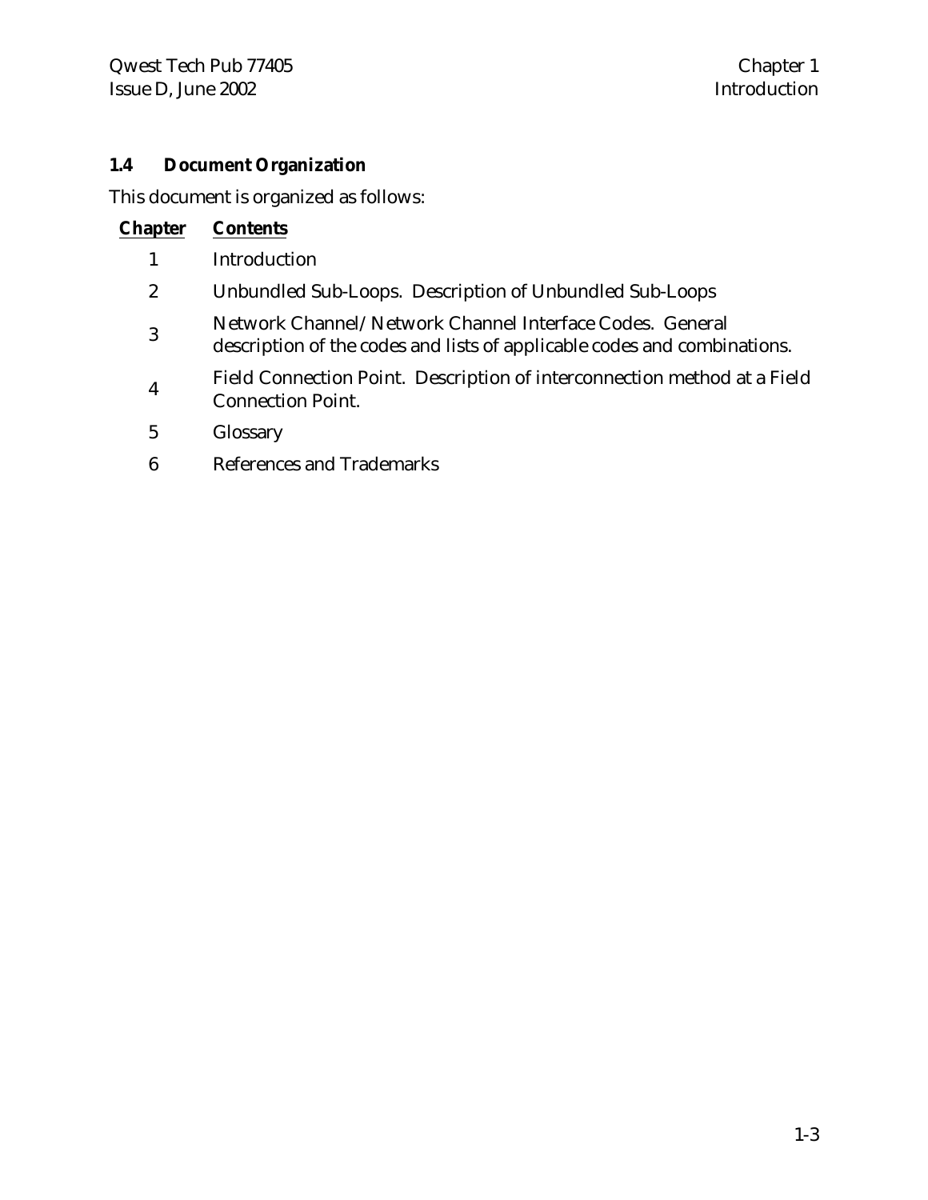### 1.4 Document Organization

This document is organized as follows:

| Chapter | Contents |
|---|---|
| 1 | Introduction |
| 2 | Unbundled Sub-Loops. Description of Unbundled Sub-Loops |
| 3 | Network Channel/Network Channel Interface Codes. General description of the codes and lists of applicable codes and combinations. |
| 4 | Field Connection Point. Description of interconnection method at a Field Connection Point. |
| 5 | Glossary |
| 6 | References and Trademarks |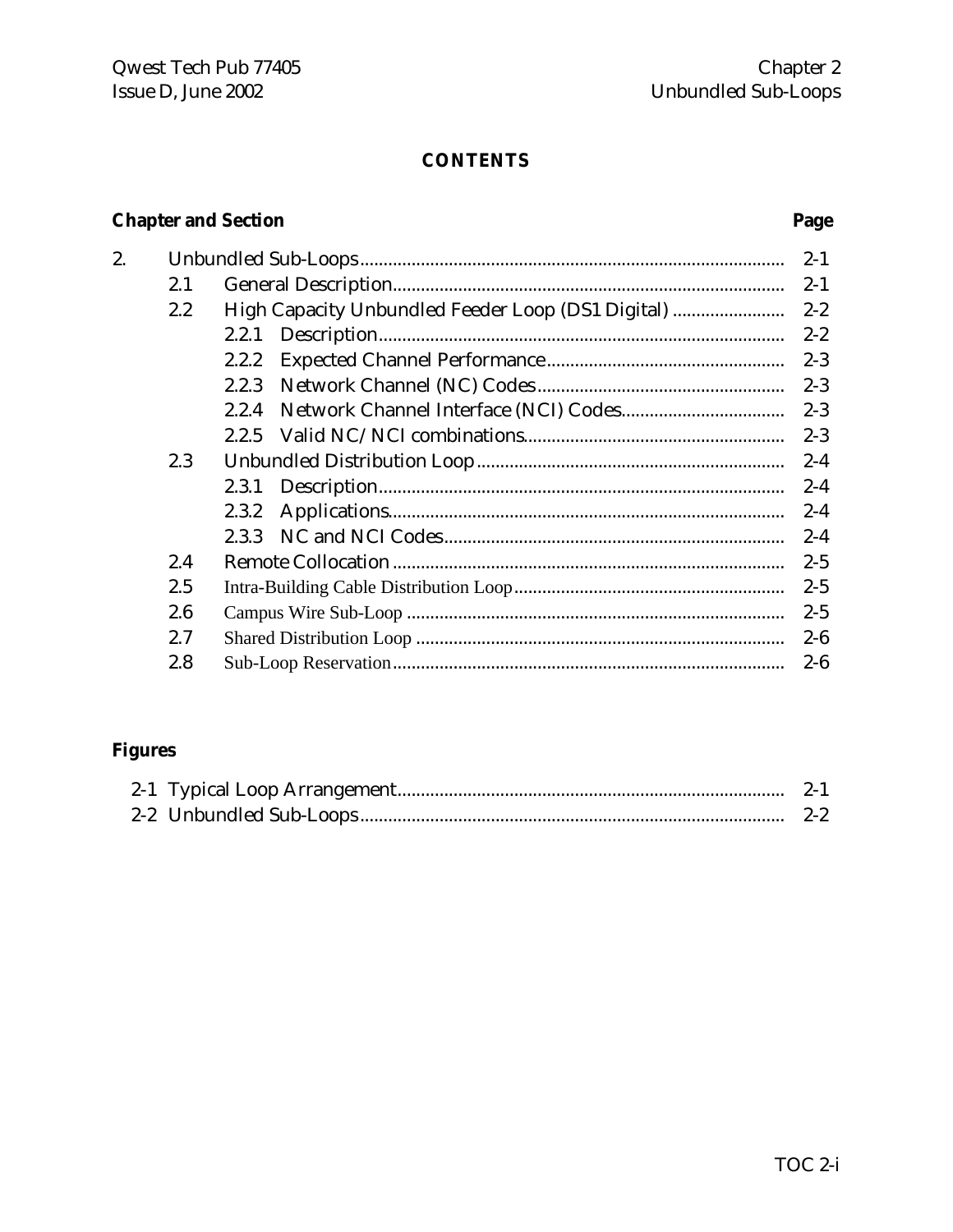**CONTENTS**

| Chapter and Section | Page |
|---|---|
| 2. Unbundled Sub-Loops | 2-1 |
| 2.1 General Description | 2-1 |
| 2.2 High Capacity Unbundled Feeder Loop (DS1 Digital) | 2-2 |
| 2.2.1 Description | 2-2 |
| 2.2.2 Expected Channel Performance | 2-3 |
| 2.2.3 Network Channel (NC) Codes | 2-3 |
| 2.2.4 Network Channel Interface (NCI) Codes | 2-3 |
| 2.2.5 Valid NC/NCI combinations | 2-3 |
| 2.3 Unbundled Distribution Loop | 2-4 |
| 2.3.1 Description | 2-4 |
| 2.3.2 Applications | 2-4 |
| 2.3.3 NC and NCI Codes | 2-4 |
| 2.4 Remote Collocation | 2-5 |
| 2.5 Intra-Building Cable Distribution Loop | 2-5 |
| 2.6 Campus Wire Sub-Loop | 2-5 |
| 2.7 Shared Distribution Loop | 2-6 |
| 2.8 Sub-Loop Reservation | 2-6 |

**Figures**

| Figure | Page |
|---|---|
| 2-1 Typical Loop Arrangement | 2-1 |
| 2-2 Unbundled Sub-Loops | 2-2 |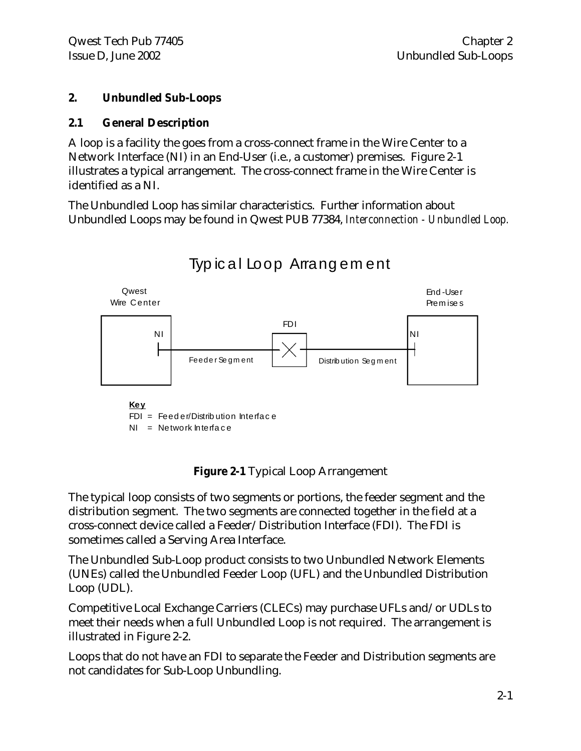## 2. Unbundled Sub-Loops

### 2.1 General Description

A loop is a facility the goes from a cross-connect frame in the Wire Center to a Network Interface (NI) in an End-User (i.e., a customer) premises. Figure 2-1 illustrates a typical arrangement. The cross-connect frame in the Wire Center is identified as a NI.

The Unbundled Loop has similar characteristics. Further information about Unbundled Loops may be found in Qwest PUB 77384, *Interconnection - Unbundled Loop.*

Typical Loop Arrangement

Qwest Wire Center — NI — Feeder Segment — FDI — Distribution Segment — NI — End-User Premises

**Key**
FDI = Feeder/Distribution Interface
NI = Network Interface

**Figure 2-1** Typical Loop Arrangement

The typical loop consists of two segments or portions, the feeder segment and the distribution segment. The two segments are connected together in the field at a cross-connect device called a Feeder/Distribution Interface (FDI). The FDI is sometimes called a Serving Area Interface.

The Unbundled Sub-Loop product consists to two Unbundled Network Elements (UNEs) called the Unbundled Feeder Loop (UFL) and the Unbundled Distribution Loop (UDL).

Competitive Local Exchange Carriers (CLECs) may purchase UFLs and/or UDLs to meet their needs when a full Unbundled Loop is not required. The arrangement is illustrated in Figure 2-2.

Loops that do not have an FDI to separate the Feeder and Distribution segments are not candidates for Sub-Loop Unbundling.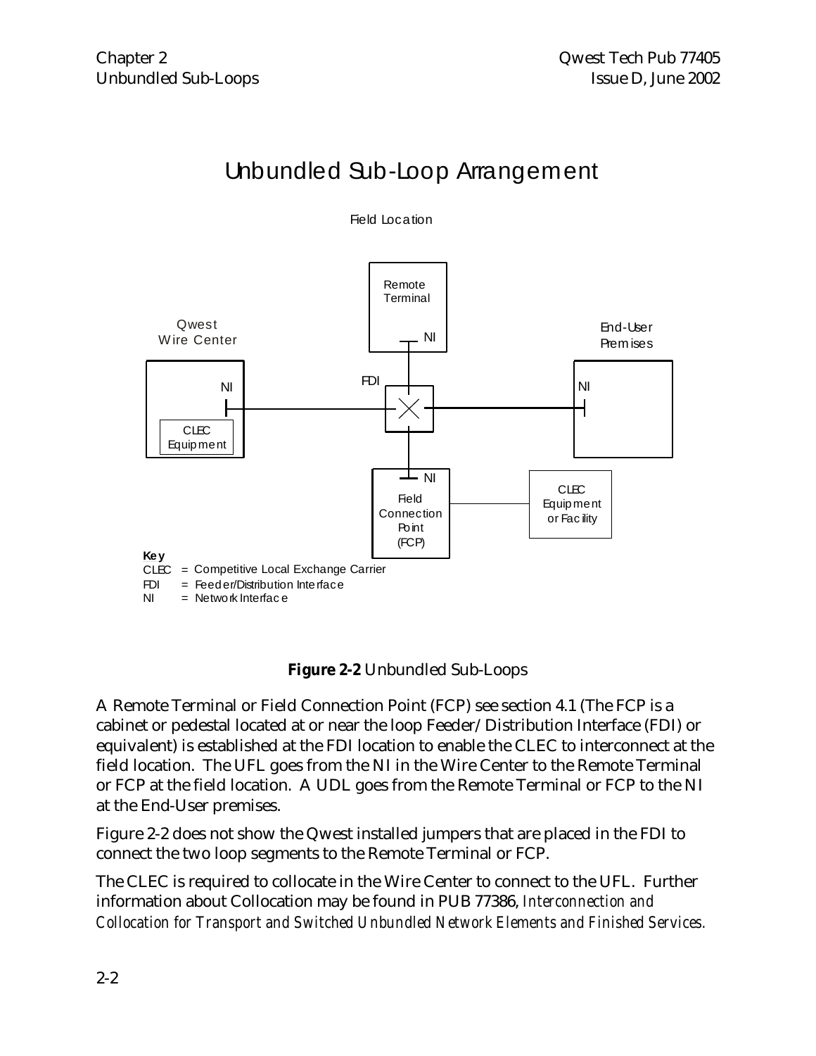# Unbundled Sub-Loop Arrangement

Field Location

Remote Terminal

NI

Qwest Wire Center

End-User Premises

FDI

NI

NI

CLEC Equipment

NI

Field Connection Point (FCP)

CLEC Equipment or Facility

**Key**
CLEC = Competitive Local Exchange Carrier
FDI = Feeder/Distribution Interface
NI = Network Interface

**Figure 2-2** Unbundled Sub-Loops

A Remote Terminal or Field Connection Point (FCP) see section 4.1 (The FCP is a cabinet or pedestal located at or near the loop Feeder/Distribution Interface (FDI) or equivalent) is established at the FDI location to enable the CLEC to interconnect at the field location. The UFL goes from the NI in the Wire Center to the Remote Terminal or FCP at the field location. A UDL goes from the Remote Terminal or FCP to the NI at the End-User premises.

Figure 2-2 does not show the Qwest installed jumpers that are placed in the FDI to connect the two loop segments to the Remote Terminal or FCP.

The CLEC is required to collocate in the Wire Center to connect to the UFL. Further information about Collocation may be found in PUB 77386, *Interconnection and Collocation for Transport and Switched Unbundled Network Elements and Finished Services.*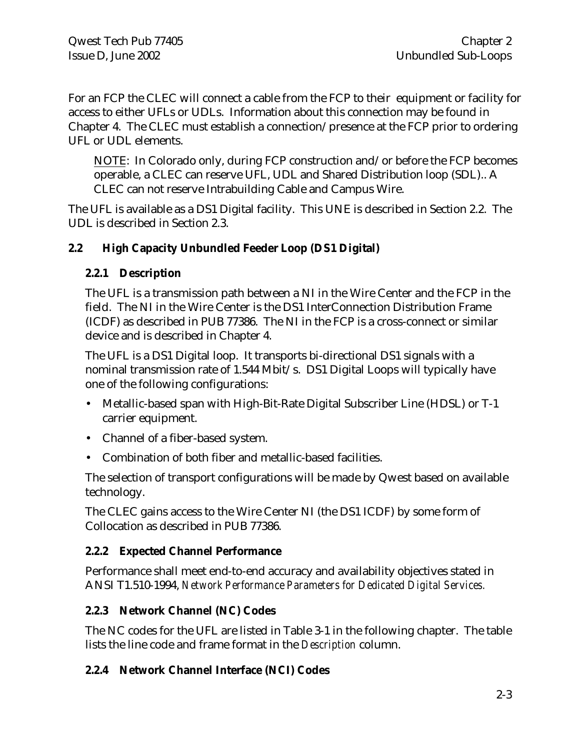For an FCP the CLEC will connect a cable from the FCP to their equipment or facility for access to either UFLs or UDLs. Information about this connection may be found in Chapter 4. The CLEC must establish a connection/presence at the FCP prior to ordering UFL or UDL elements.

> NOTE: In Colorado only, during FCP construction and/or before the FCP becomes operable, a CLEC can reserve UFL, UDL and Shared Distribution loop (SDL).. A CLEC can not reserve Intrabuilding Cable and Campus Wire.

The UFL is available as a DS1 Digital facility. This UNE is described in Section 2.2. The UDL is described in Section 2.3.

## 2.2 High Capacity Unbundled Feeder Loop (DS1 Digital)

### 2.2.1 Description

The UFL is a transmission path between a NI in the Wire Center and the FCP in the field. The NI in the Wire Center is the DS1 InterConnection Distribution Frame (ICDF) as described in PUB 77386. The NI in the FCP is a cross-connect or similar device and is described in Chapter 4.

The UFL is a DS1 Digital loop. It transports bi-directional DS1 signals with a nominal transmission rate of 1.544 Mbit/s. DS1 Digital Loops will typically have one of the following configurations:

- Metallic-based span with High-Bit-Rate Digital Subscriber Line (HDSL) or T-1 carrier equipment.
- Channel of a fiber-based system.
- Combination of both fiber and metallic-based facilities.

The selection of transport configurations will be made by Qwest based on available technology.

The CLEC gains access to the Wire Center NI (the DS1 ICDF) by some form of Collocation as described in PUB 77386.

### 2.2.2 Expected Channel Performance

Performance shall meet end-to-end accuracy and availability objectives stated in ANSI T1.510-1994, *Network Performance Parameters for Dedicated Digital Services.*

### 2.2.3 Network Channel (NC) Codes

The NC codes for the UFL are listed in Table 3-1 in the following chapter. The table lists the line code and frame format in the *Description* column.

### 2.2.4 Network Channel Interface (NCI) Codes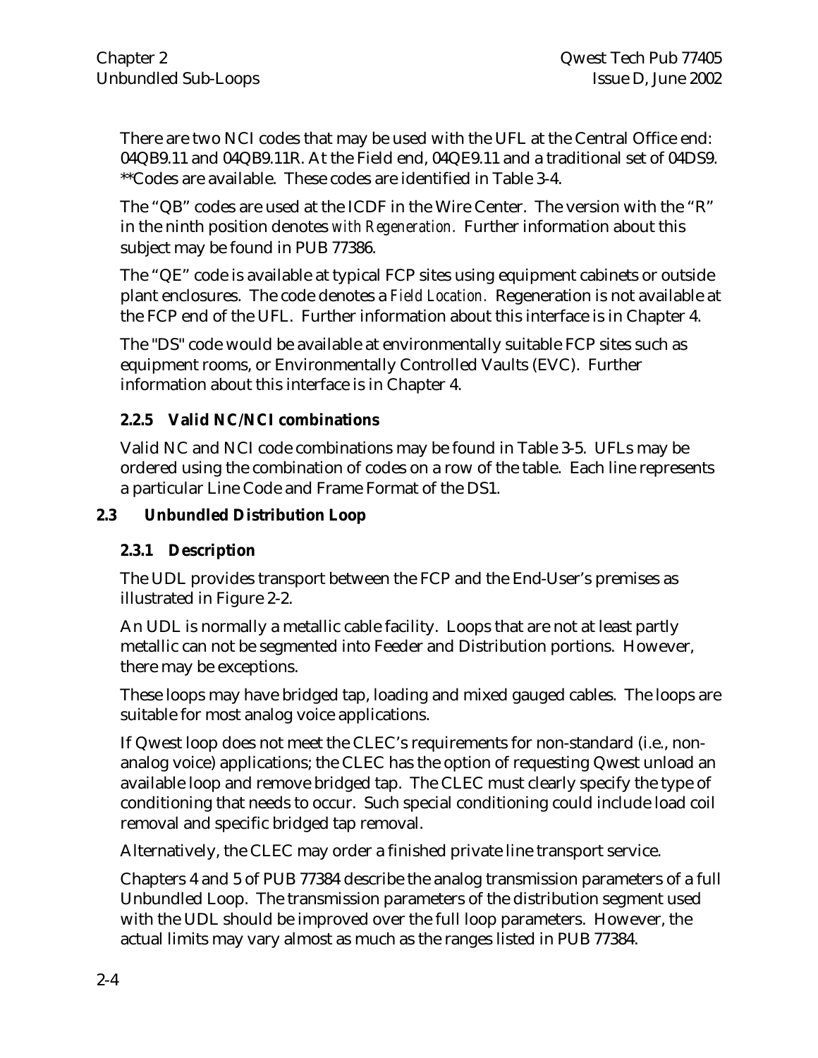There are two NCI codes that may be used with the UFL at the Central Office end: 04QB9.11 and 04QB9.11R. At the Field end, 04QE9.11 and a traditional set of 04DS9. **Codes are available. These codes are identified in Table 3-4.

The “QB” codes are used at the ICDF in the Wire Center. The version with the “R” in the ninth position denotes *with Regeneration*. Further information about this subject may be found in PUB 77386.

The “QE” code is available at typical FCP sites using equipment cabinets or outside plant enclosures. The code denotes a *Field Location*. Regeneration is not available at the FCP end of the UFL. Further information about this interface is in Chapter 4.

The "DS" code would be available at environmentally suitable FCP sites such as equipment rooms, or Environmentally Controlled Vaults (EVC). Further information about this interface is in Chapter 4.

### 2.2.5 Valid NC/NCI combinations

Valid NC and NCI code combinations may be found in Table 3-5. UFLs may be ordered using the combination of codes on a row of the table. Each line represents a particular Line Code and Frame Format of the DS1.

## 2.3 Unbundled Distribution Loop

### 2.3.1 Description

The UDL provides transport between the FCP and the End-User’s premises as illustrated in Figure 2-2.

An UDL is normally a metallic cable facility. Loops that are not at least partly metallic can not be segmented into Feeder and Distribution portions. However, there may be exceptions.

These loops may have bridged tap, loading and mixed gauged cables. The loops are suitable for most analog voice applications.

If Qwest loop does not meet the CLEC’s requirements for non-standard (i.e., non-analog voice) applications; the CLEC has the option of requesting Qwest unload an available loop and remove bridged tap. The CLEC must clearly specify the type of conditioning that needs to occur. Such special conditioning could include load coil removal and specific bridged tap removal.

Alternatively, the CLEC may order a finished private line transport service.

Chapters 4 and 5 of PUB 77384 describe the analog transmission parameters of a full Unbundled Loop. The transmission parameters of the distribution segment used with the UDL should be improved over the full loop parameters. However, the actual limits may vary almost as much as the ranges listed in PUB 77384.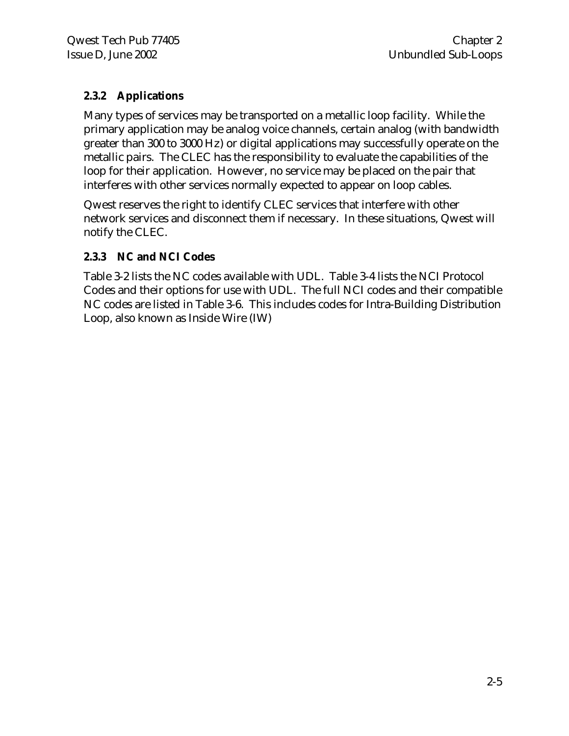### 2.3.2 Applications

Many types of services may be transported on a metallic loop facility. While the primary application may be analog voice channels, certain analog (with bandwidth greater than 300 to 3000 Hz) or digital applications may successfully operate on the metallic pairs. The CLEC has the responsibility to evaluate the capabilities of the loop for their application. However, no service may be placed on the pair that interferes with other services normally expected to appear on loop cables.

Qwest reserves the right to identify CLEC services that interfere with other network services and disconnect them if necessary. In these situations, Qwest will notify the CLEC.

### 2.3.3 NC and NCI Codes

Table 3-2 lists the NC codes available with UDL. Table 3-4 lists the NCI Protocol Codes and their options for use with UDL. The full NCI codes and their compatible NC codes are listed in Table 3-6. This includes codes for Intra-Building Distribution Loop, also known as Inside Wire (IW)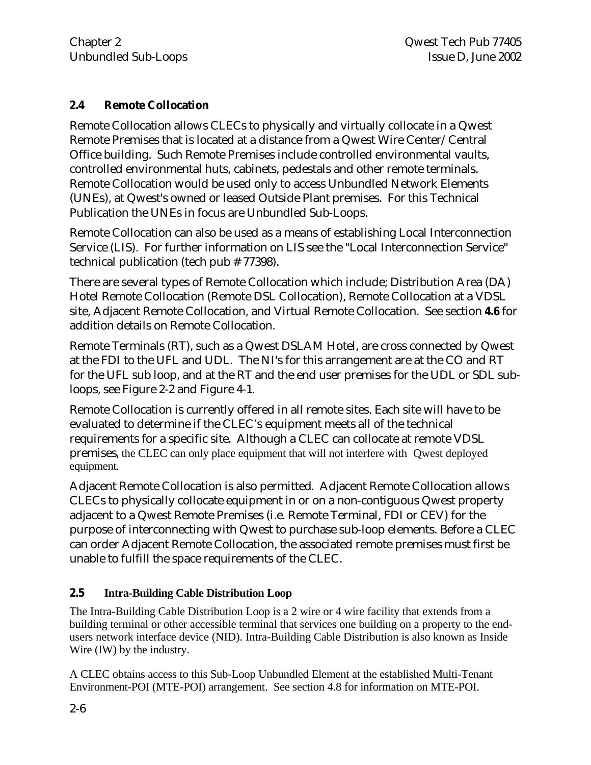## 2.4 Remote Collocation

Remote Collocation allows CLECs to physically and virtually collocate in a Qwest Remote Premises that is located at a distance from a Qwest Wire Center/Central Office building. Such Remote Premises include controlled environmental vaults, controlled environmental huts, cabinets, pedestals and other remote terminals. Remote Collocation would be used only to access Unbundled Network Elements (UNEs), at Qwest's owned or leased Outside Plant premises. For this Technical Publication the UNEs in focus are Unbundled Sub-Loops.

Remote Collocation can also be used as a means of establishing Local Interconnection Service (LIS). For further information on LIS see the "Local Interconnection Service" technical publication (tech pub # 77398).

There are several types of Remote Collocation which include; Distribution Area (DA) Hotel Remote Collocation (Remote DSL Collocation), Remote Collocation at a VDSL site, Adjacent Remote Collocation, and Virtual Remote Collocation. See section **4.6** for addition details on Remote Collocation.

Remote Terminals (RT), such as a Qwest DSLAM Hotel, are cross connected by Qwest at the FDI to the UFL and UDL. The NI's for this arrangement are at the CO and RT for the UFL sub loop, and at the RT and the end user premises for the UDL or SDL sub-loops, see Figure 2-2 and Figure 4-1.

Remote Collocation is currently offered in all remote sites. Each site will have to be evaluated to determine if the CLEC's equipment meets all of the technical requirements for a specific site. Although a CLEC can collocate at remote VDSL premises, the CLEC can only place equipment that will not interfere with Qwest deployed equipment.

Adjacent Remote Collocation is also permitted. Adjacent Remote Collocation allows CLECs to physically collocate equipment in or on a non-contiguous Qwest property adjacent to a Qwest Remote Premises (i.e. Remote Terminal, FDI or CEV) for the purpose of interconnecting with Qwest to purchase sub-loop elements. Before a CLEC can order Adjacent Remote Collocation, the associated remote premises must first be unable to fulfill the space requirements of the CLEC.

## 2.5 Intra-Building Cable Distribution Loop

The Intra-Building Cable Distribution Loop is a 2 wire or 4 wire facility that extends from a building terminal or other accessible terminal that services one building on a property to the end-users network interface device (NID). Intra-Building Cable Distribution is also known as Inside Wire (IW) by the industry.

A CLEC obtains access to this Sub-Loop Unbundled Element at the established Multi-Tenant Environment-POI (MTE-POI) arrangement. See section 4.8 for information on MTE-POI.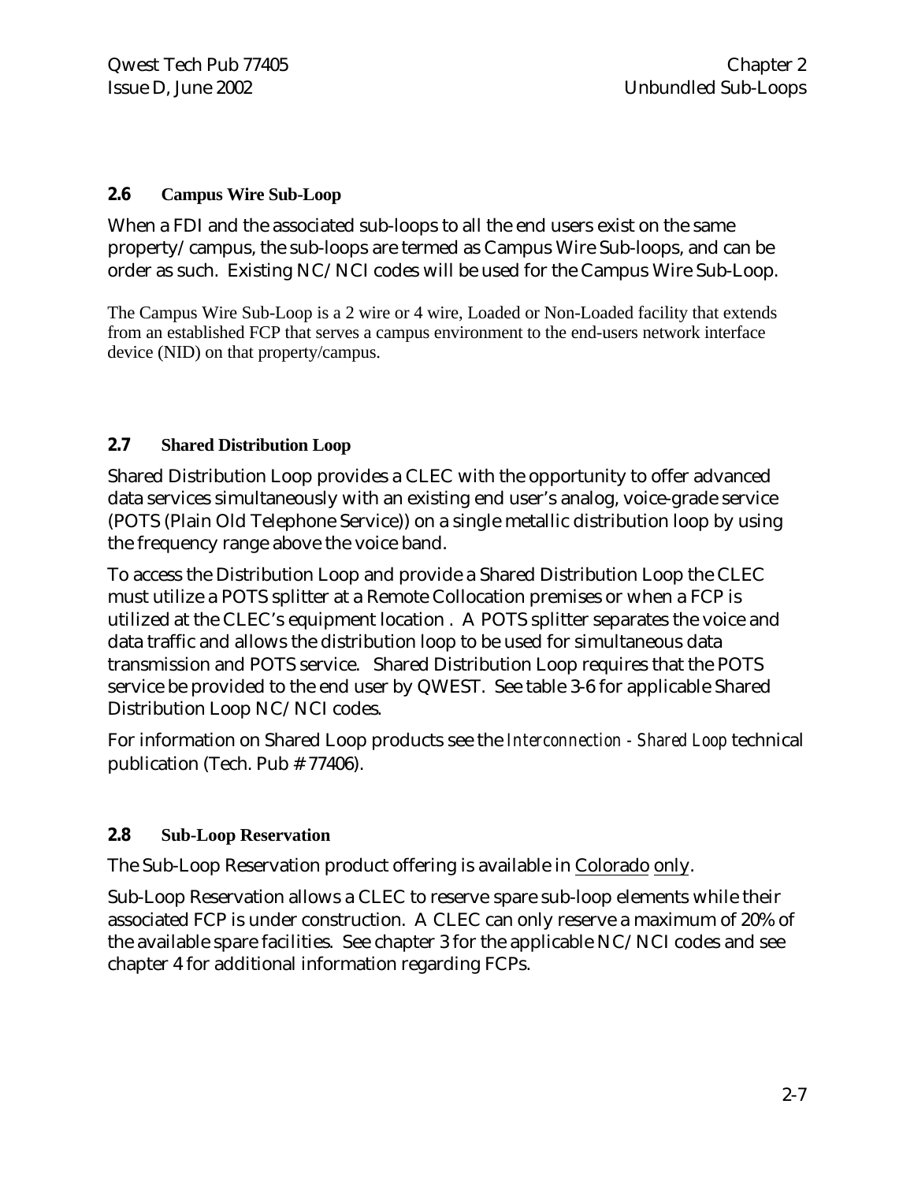## 2.6 Campus Wire Sub-Loop

When a FDI and the associated sub-loops to all the end users exist on the same property/campus, the sub-loops are termed as Campus Wire Sub-loops, and can be order as such. Existing NC/NCI codes will be used for the Campus Wire Sub-Loop.

The Campus Wire Sub-Loop is a 2 wire or 4 wire, Loaded or Non-Loaded facility that extends from an established FCP that serves a campus environment to the end-users network interface device (NID) on that property/campus.

## 2.7 Shared Distribution Loop

Shared Distribution Loop provides a CLEC with the opportunity to offer advanced data services simultaneously with an existing end user's analog, voice-grade service (POTS (Plain Old Telephone Service)) on a single metallic distribution loop by using the frequency range above the voice band.

To access the Distribution Loop and provide a Shared Distribution Loop the CLEC must utilize a POTS splitter at a Remote Collocation premises or when a FCP is utilized at the CLEC's equipment location . A POTS splitter separates the voice and data traffic and allows the distribution loop to be used for simultaneous data transmission and POTS service. Shared Distribution Loop requires that the POTS service be provided to the end user by QWEST. See table 3-6 for applicable Shared Distribution Loop NC/NCI codes.

For information on Shared Loop products see the *Interconnection - Shared Loop* technical publication (Tech. Pub # 77406).

## 2.8 Sub-Loop Reservation

The Sub-Loop Reservation product offering is available in Colorado only.

Sub-Loop Reservation allows a CLEC to reserve spare sub-loop elements while their associated FCP is under construction. A CLEC can only reserve a maximum of 20% of the available spare facilities. See chapter 3 for the applicable NC/NCI codes and see chapter 4 for additional information regarding FCPs.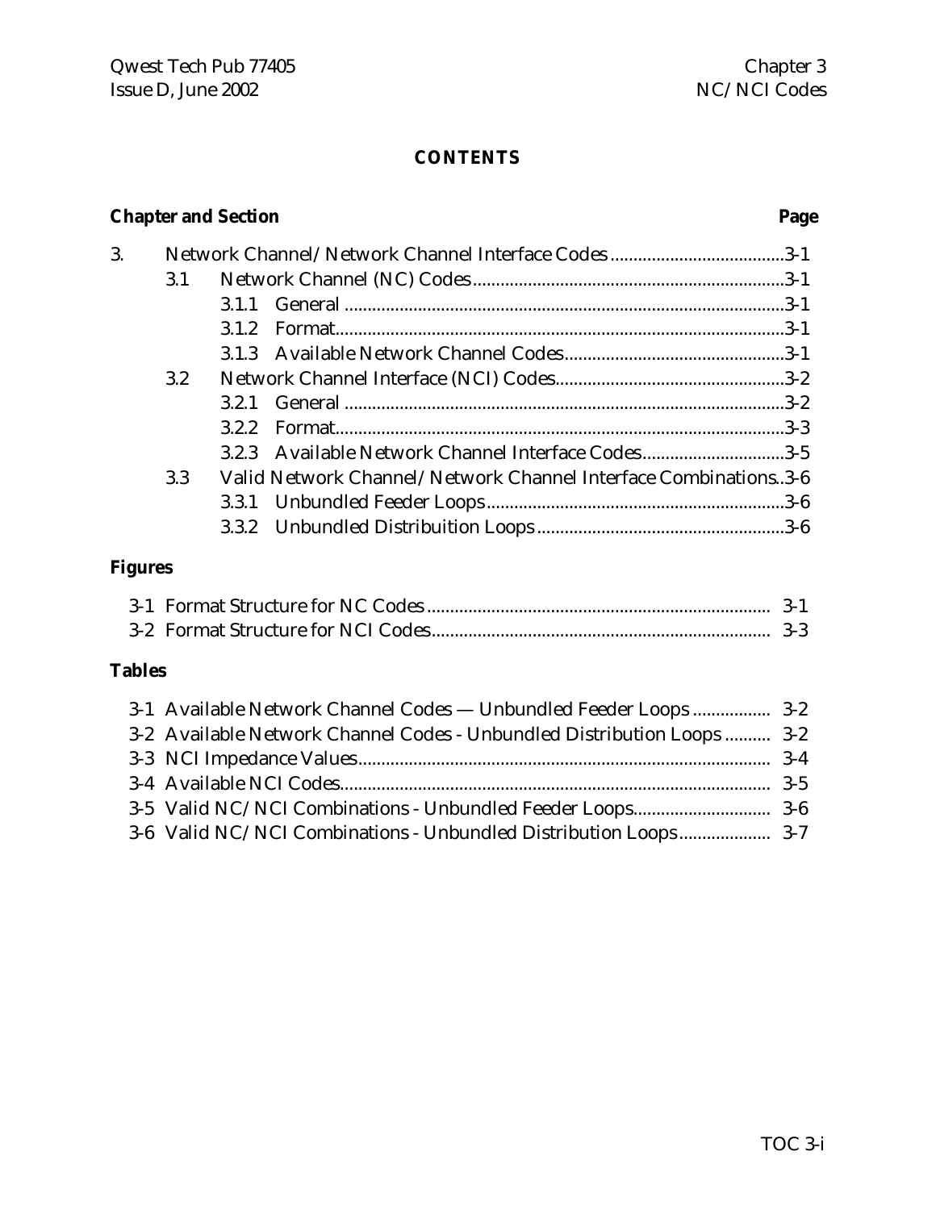# CONTENTS

| Chapter and Section | | | Page |
|---|---|---|---|
| 3. | Network Channel/Network Channel Interface Codes | | 3-1 |
| | 3.1 | Network Channel (NC) Codes | 3-1 |
| | | 3.1.1 General | 3-1 |
| | | 3.1.2 Format | 3-1 |
| | | 3.1.3 Available Network Channel Codes | 3-1 |
| | 3.2 | Network Channel Interface (NCI) Codes | 3-2 |
| | | 3.2.1 General | 3-2 |
| | | 3.2.2 Format | 3-3 |
| | | 3.2.3 Available Network Channel Interface Codes | 3-5 |
| | 3.3 | Valid Network Channel/Network Channel Interface Combinations | 3-6 |
| | | 3.3.1 Unbundled Feeder Loops | 3-6 |
| | | 3.3.2 Unbundled Distribuition Loops | 3-6 |

## Figures

| Figure | Page |
|---|---|
| 3-1 Format Structure for NC Codes | 3-1 |
| 3-2 Format Structure for NCI Codes | 3-3 |

## Tables

| Table | Page |
|---|---|
| 3-1 Available Network Channel Codes — Unbundled Feeder Loops | 3-2 |
| 3-2 Available Network Channel Codes - Unbundled Distribution Loops | 3-2 |
| 3-3 NCI Impedance Values | 3-4 |
| 3-4 Available NCI Codes | 3-5 |
| 3-5 Valid NC/NCI Combinations - Unbundled Feeder Loops | 3-6 |
| 3-6 Valid NC/NCI Combinations - Unbundled Distribution Loops | 3-7 |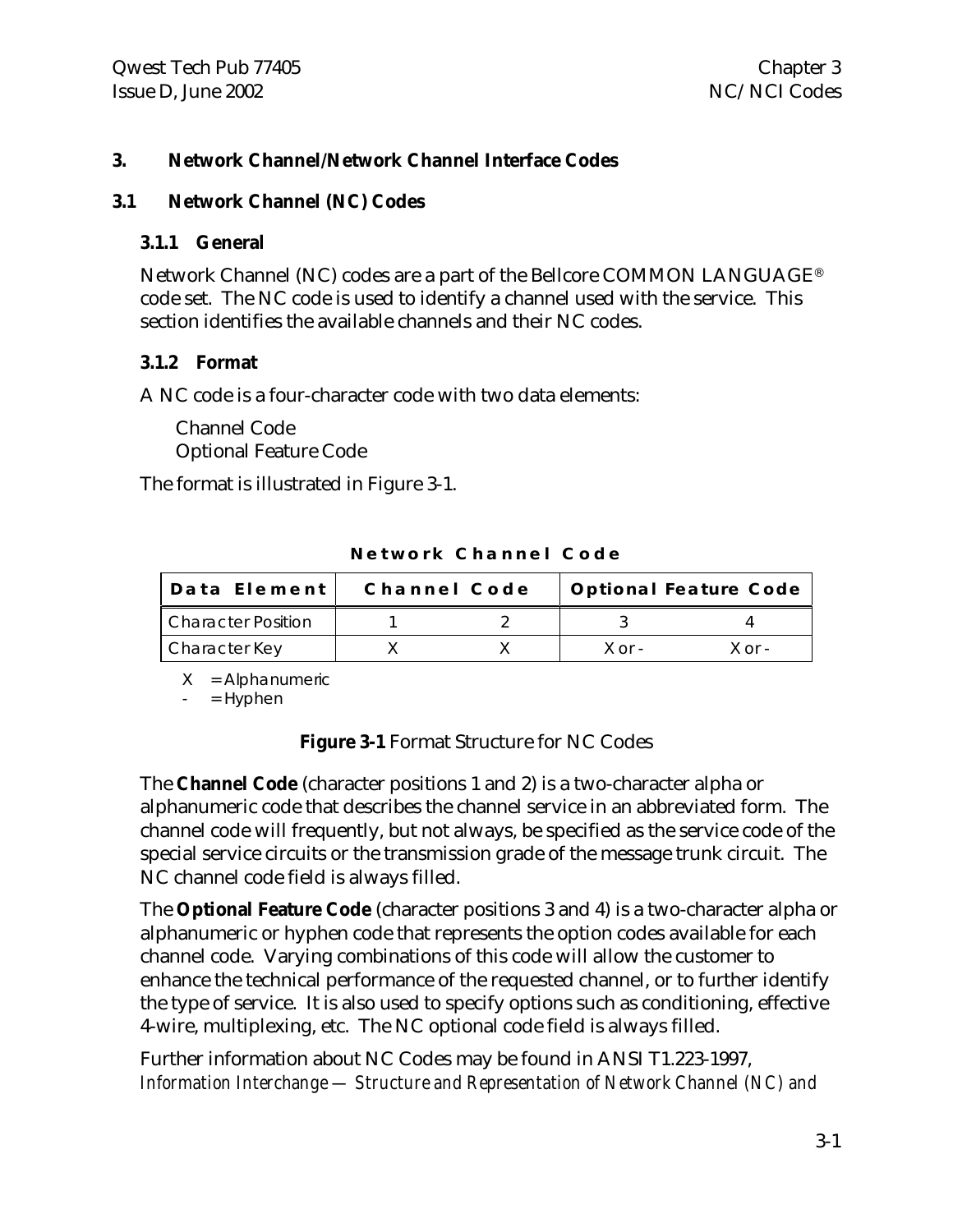# 3. Network Channel/Network Channel Interface Codes

## 3.1 Network Channel (NC) Codes

### 3.1.1 General

Network Channel (NC) codes are a part of the Bellcore COMMON LANGUAGE® code set. The NC code is used to identify a channel used with the service. This section identifies the available channels and their NC codes.

### 3.1.2 Format

A NC code is a four-character code with two data elements:

Channel Code
Optional Feature Code

The format is illustrated in Figure 3-1.

**Network Channel Code**

| Data Element | Channel Code | | Optional Feature Code | |
|---|---|---|---|---|
| Character Position | 1 | 2 | 3 | 4 |
| Character Key | X | X | X or - | X or - |

X = Alphanumeric
\- = Hyphen

**Figure 3-1** Format Structure for NC Codes

The **Channel Code** (character positions 1 and 2) is a two-character alpha or alphanumeric code that describes the channel service in an abbreviated form. The channel code will frequently, but not always, be specified as the service code of the special service circuits or the transmission grade of the message trunk circuit. The NC channel code field is always filled.

The **Optional Feature Code** (character positions 3 and 4) is a two-character alpha or alphanumeric or hyphen code that represents the option codes available for each channel code. Varying combinations of this code will allow the customer to enhance the technical performance of the requested channel, or to further identify the type of service. It is also used to specify options such as conditioning, effective 4-wire, multiplexing, etc. The NC optional code field is always filled.

Further information about NC Codes may be found in ANSI T1.223-1997, *Information Interchange — Structure and Representation of Network Channel (NC) and*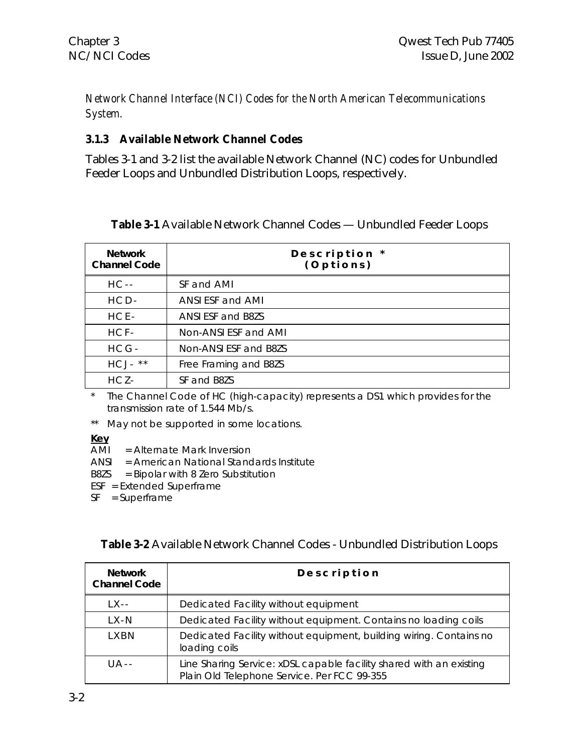*Network Channel Interface (NCI) Codes for the North American Telecommunications System.*

### 3.1.3 Available Network Channel Codes

Tables 3-1 and 3-2 list the available Network Channel (NC) codes for Unbundled Feeder Loops and Unbundled Distribution Loops, respectively.

**Table 3-1** Available Network Channel Codes — Unbundled Feeder Loops

| Network Channel Code | Description * (Options) |
|---|---|
| HC -- | SF and AMI |
| HCD- | ANSI ESF and AMI |
| HCE- | ANSI ESF and B8ZS |
| HCF- | Non-ANSI ESF and AMI |
| HCG - | Non-ANSI ESF and B8ZS |
| HCJ- ** | Free Framing and B8ZS |
| HCZ- | SF and B8ZS |

\* The Channel Code of HC (high-capacity) represents a DS1 which provides for the transmission rate of 1.544 Mb/s.

** May not be supported in some locations.

**Key**

AMI = Alternate Mark Inversion
ANSI = American National Standards Institute
B8ZS = Bipolar with 8 Zero Substitution
ESF = Extended Superframe
SF = Superframe

**Table 3-2** Available Network Channel Codes - Unbundled Distribution Loops

| Network Channel Code | Description |
|---|---|
| LX-- | Dedicated Facility without equipment |
| LX-N | Dedicated Facility without equipment. Contains no loading coils |
| LXBN | Dedicated Facility without equipment, building wiring. Contains no loading coils |
| UA-- | Line Sharing Service: xDSL capable facility shared with an existing Plain Old Telephone Service. Per FCC 99-355 |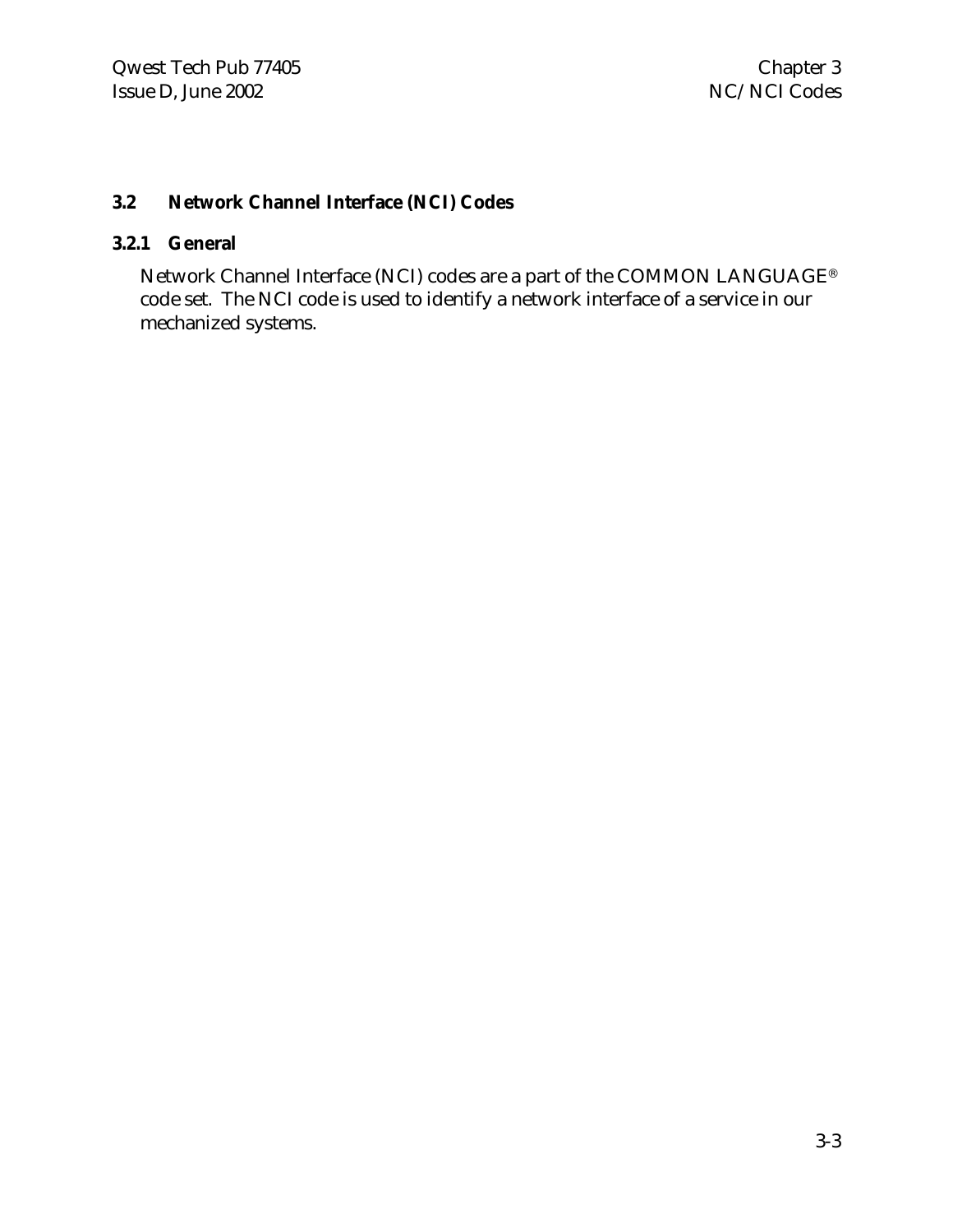## 3.2 Network Channel Interface (NCI) Codes

### 3.2.1 General

Network Channel Interface (NCI) codes are a part of the COMMON LANGUAGE® code set. The NCI code is used to identify a network interface of a service in our mechanized systems.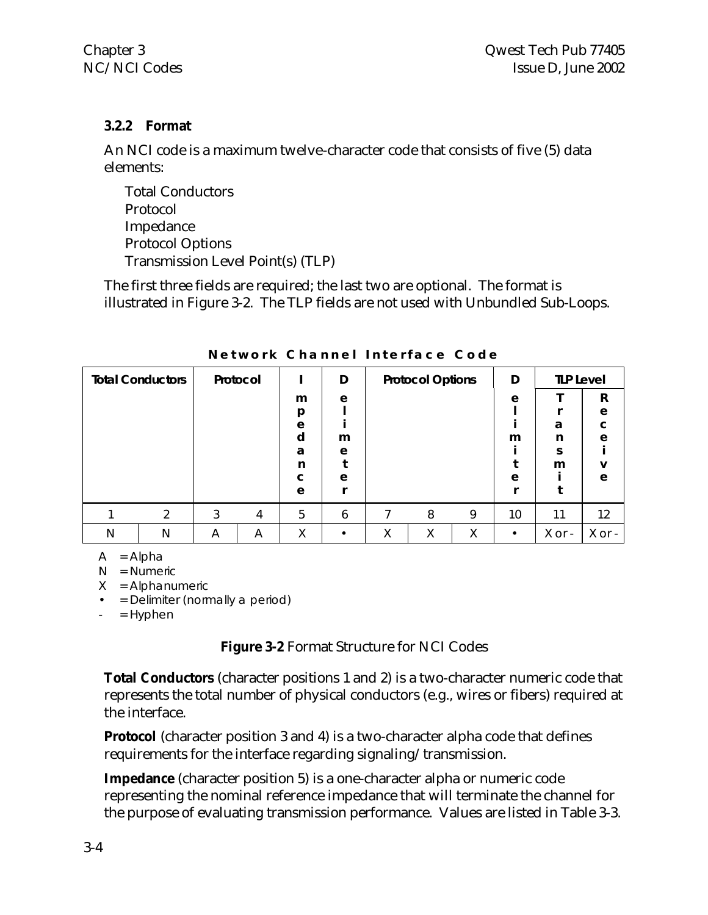### 3.2.2 Format

An NCI code is a maximum twelve-character code that consists of five (5) data elements:

- Total Conductors
- Protocol
- Impedance
- Protocol Options
- Transmission Level Point(s) (TLP)

The first three fields are required; the last two are optional. The format is illustrated in Figure 3-2. The TLP fields are not used with Unbundled Sub-Loops.

**Network Channel Interface Code**

| Total Conductors | | Protocol | | Impedance | Delimiter | Protocol Options | | | Delimiter | TLP Level | |
|---|---|---|---|---|---|---|---|---|---|---|---|
| | | | | | | | | | | Transmit | Receive |
| 1 | 2 | 3 | 4 | 5 | 6 | 7 | 8 | 9 | 10 | 11 | 12 |
| N | N | A | A | X | • | X | X | X | • | X or - | X or - |

A = Alpha
N = Numeric
X = Alphanumeric
• = Delimiter (normally a period)
- = Hyphen

**Figure 3-2** Format Structure for NCI Codes

**Total Conductors** (character positions 1 and 2) is a two-character numeric code that represents the total number of physical conductors (e.g., wires or fibers) required at the interface.

**Protocol** (character position 3 and 4) is a two-character alpha code that defines requirements for the interface regarding signaling/transmission.

**Impedance** (character position 5) is a one-character alpha or numeric code representing the nominal reference impedance that will terminate the channel for the purpose of evaluating transmission performance. Values are listed in Table 3-3.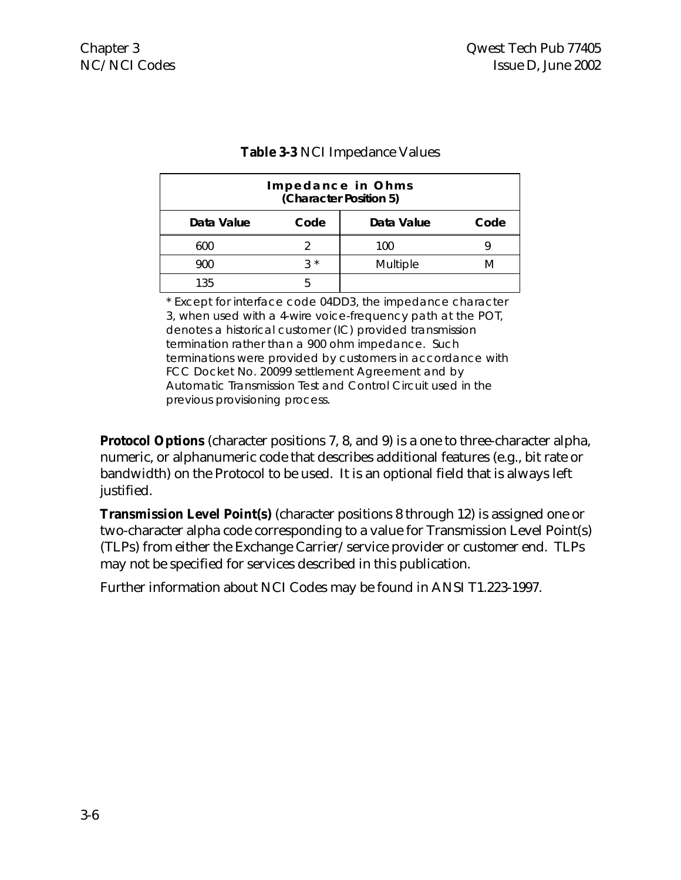**Table 3-3** NCI Impedance Values

| Impedance in Ohms (Character Position 5) | | | |
|---|---|---|---|
| Data Value | Code | Data Value | Code |
| 600 | 2 | 100 | 9 |
| 900 | 3 * | Multiple | M |
| 135 | 5 | | |

* Except for interface code 04DD3, the impedance character 3, when used with a 4-wire voice-frequency path at the POT, denotes a historical customer (IC) provided transmission termination rather than a 900 ohm impedance. Such terminations were provided by customers in accordance with FCC Docket No. 20099 settlement Agreement and by Automatic Transmission Test and Control Circuit used in the previous provisioning process.

**Protocol Options** (character positions 7, 8, and 9) is a one to three-character alpha, numeric, or alphanumeric code that describes additional features (e.g., bit rate or bandwidth) on the Protocol to be used. It is an optional field that is always left justified.

**Transmission Level Point(s)** (character positions 8 through 12) is assigned one or two-character alpha code corresponding to a value for Transmission Level Point(s) (TLPs) from either the Exchange Carrier/service provider or customer end. TLPs may not be specified for services described in this publication.

Further information about NCI Codes may be found in ANSI T1.223-1997.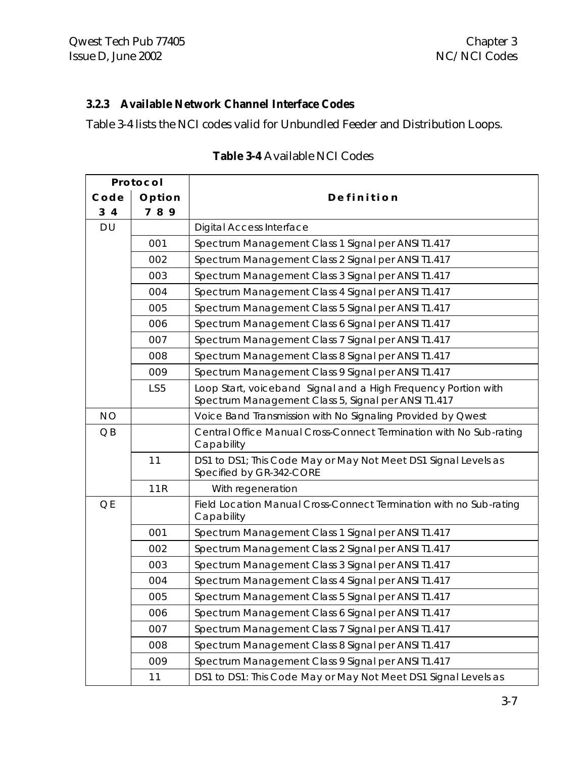### 3.2.3 Available Network Channel Interface Codes

Table 3-4 lists the NCI codes valid for Unbundled Feeder and Distribution Loops.

**Table 3-4** Available NCI Codes

| Protocol | | Definition |
|---|---|---|
| Code 3 4 | Option 7 8 9 | |
| DU | | Digital Access Interface |
| | 001 | Spectrum Management Class 1 Signal per ANSI T1.417 |
| | 002 | Spectrum Management Class 2 Signal per ANSI T1.417 |
| | 003 | Spectrum Management Class 3 Signal per ANSI T1.417 |
| | 004 | Spectrum Management Class 4 Signal per ANSI T1.417 |
| | 005 | Spectrum Management Class 5 Signal per ANSI T1.417 |
| | 006 | Spectrum Management Class 6 Signal per ANSI T1.417 |
| | 007 | Spectrum Management Class 7 Signal per ANSI T1.417 |
| | 008 | Spectrum Management Class 8 Signal per ANSI T1.417 |
| | 009 | Spectrum Management Class 9 Signal per ANSI T1.417 |
| | LS5 | Loop Start, voiceband Signal and a High Frequency Portion with Spectrum Management Class 5, Signal per ANSI T1.417 |
| NO | | Voice Band Transmission with No Signaling Provided by Qwest |
| QB | | Central Office Manual Cross-Connect Termination with No Sub-rating Capability |
| | 11 | DS1 to DS1; This Code May or May Not Meet DS1 Signal Levels as Specified by GR-342-CORE |
| | 11R | With regeneration |
| QE | | Field Location Manual Cross-Connect Termination with no Sub-rating Capability |
| | 001 | Spectrum Management Class 1 Signal per ANSI T1.417 |
| | 002 | Spectrum Management Class 2 Signal per ANSI T1.417 |
| | 003 | Spectrum Management Class 3 Signal per ANSI T1.417 |
| | 004 | Spectrum Management Class 4 Signal per ANSI T1.417 |
| | 005 | Spectrum Management Class 5 Signal per ANSI T1.417 |
| | 006 | Spectrum Management Class 6 Signal per ANSI T1.417 |
| | 007 | Spectrum Management Class 7 Signal per ANSI T1.417 |
| | 008 | Spectrum Management Class 8 Signal per ANSI T1.417 |
| | 009 | Spectrum Management Class 9 Signal per ANSI T1.417 |
| | 11 | DS1 to DS1: This Code May or May Not Meet DS1 Signal Levels as |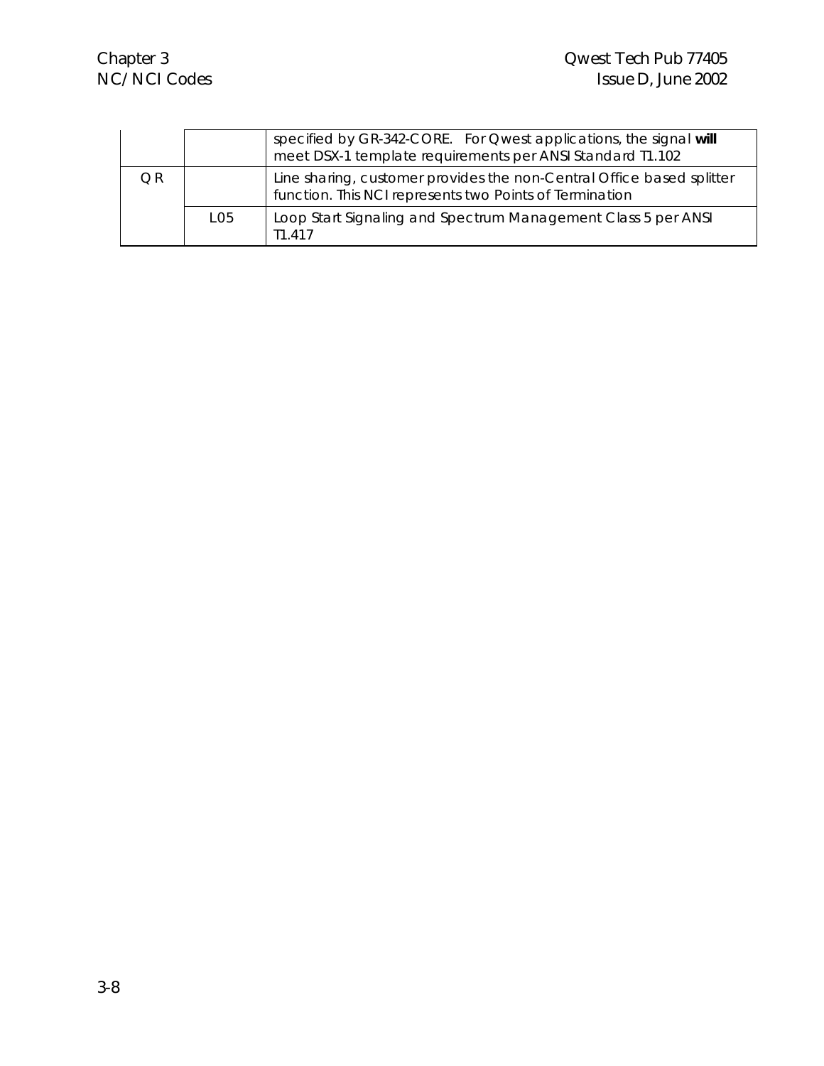| | | |
|---|---|---|
| | | specified by GR-342-CORE. For Qwest applications, the signal **will** meet DSX-1 template requirements per ANSI Standard T1.102 |
| QR | | Line sharing, customer provides the non-Central Office based splitter function. This NCI represents two Points of Termination |
| | L05 | Loop Start Signaling and Spectrum Management Class 5 per ANSI T1.417 |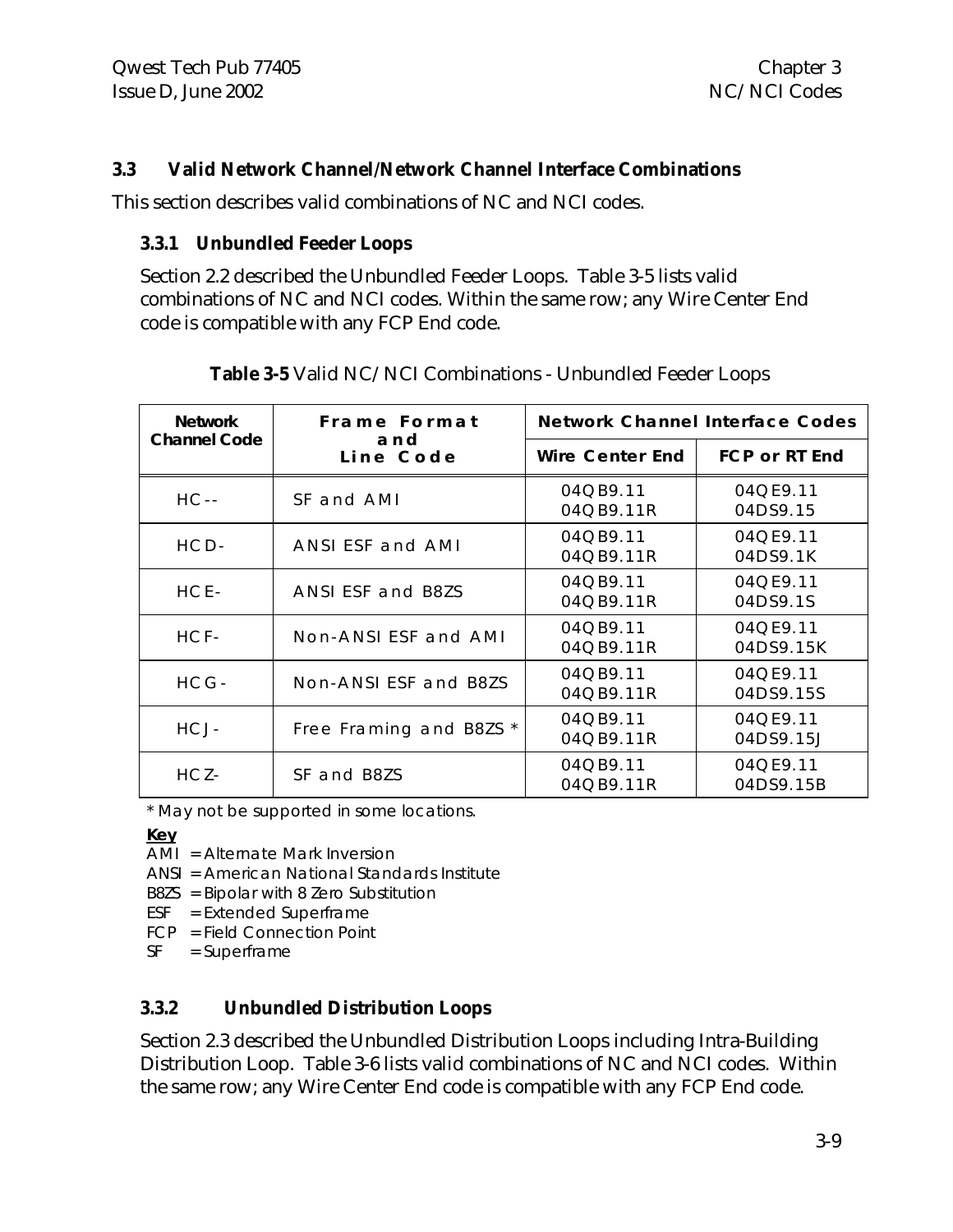### 3.3 Valid Network Channel/Network Channel Interface Combinations

This section describes valid combinations of NC and NCI codes.

#### 3.3.1 Unbundled Feeder Loops

Section 2.2 described the Unbundled Feeder Loops. Table 3-5 lists valid combinations of NC and NCI codes. Within the same row; any Wire Center End code is compatible with any FCP End code.

**Table 3-5** Valid NC/NCI Combinations - Unbundled Feeder Loops

| Network Channel Code | Frame Format and Line Code | Network Channel Interface Codes | |
|---|---|---|---|
| | | Wire Center End | FCP or RT End |
| HC-- | SF and AMI | 04QB9.11<br>04QB9.11R | 04QE9.11<br>04DS9.15 |
| HCD- | ANSI ESF and AMI | 04QB9.11<br>04QB9.11R | 04QE9.11<br>04DS9.1K |
| HCE- | ANSI ESF and B8ZS | 04QB9.11<br>04QB9.11R | 04QE9.11<br>04DS9.1S |
| HCF- | Non-ANSI ESF and AMI | 04QB9.11<br>04QB9.11R | 04QE9.11<br>04DS9.15K |
| HCG- | Non-ANSI ESF and B8ZS | 04QB9.11<br>04QB9.11R | 04QE9.11<br>04DS9.15S |
| HCJ- | Free Framing and B8ZS * | 04QB9.11<br>04QB9.11R | 04QE9.11<br>04DS9.15J |
| HCZ- | SF and B8ZS | 04QB9.11<br>04QB9.11R | 04QE9.11<br>04DS9.15B |

* May not be supported in some locations.

**Key**

AMI = Alternate Mark Inversion
ANSI = American National Standards Institute
B8ZS = Bipolar with 8 Zero Substitution
ESF = Extended Superframe
FCP = Field Connection Point
SF = Superframe

#### 3.3.2 Unbundled Distribution Loops

Section 2.3 described the Unbundled Distribution Loops including Intra-Building Distribution Loop. Table 3-6 lists valid combinations of NC and NCI codes. Within the same row; any Wire Center End code is compatible with any FCP End code.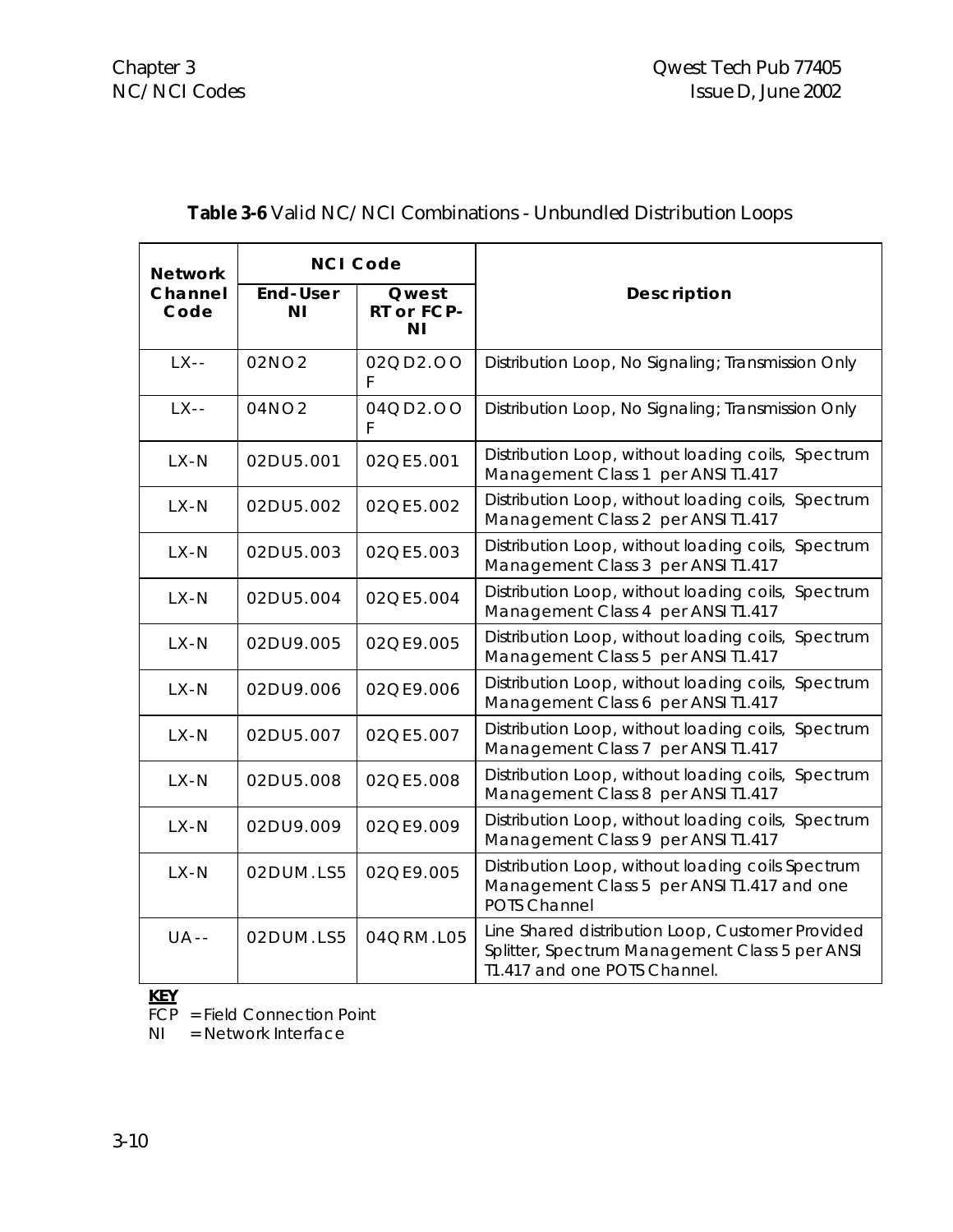**Table 3-6** Valid NC/NCI Combinations - Unbundled Distribution Loops

| Network Channel Code | NCI Code | | Description |
|---|---|---|---|
| | End-User NI | Qwest RT or FCP-NI | |
| LX-- | 02NO2 | 02QD2.OOF | Distribution Loop, No Signaling; Transmission Only |
| LX-- | 04NO2 | 04QD2.OOF | Distribution Loop, No Signaling; Transmission Only |
| LX-N | 02DU5.001 | 02QE5.001 | Distribution Loop, without loading coils, Spectrum Management Class 1 per ANSI T1.417 |
| LX-N | 02DU5.002 | 02QE5.002 | Distribution Loop, without loading coils, Spectrum Management Class 2 per ANSI T1.417 |
| LX-N | 02DU5.003 | 02QE5.003 | Distribution Loop, without loading coils, Spectrum Management Class 3 per ANSI T1.417 |
| LX-N | 02DU5.004 | 02QE5.004 | Distribution Loop, without loading coils, Spectrum Management Class 4 per ANSI T1.417 |
| LX-N | 02DU9.005 | 02QE9.005 | Distribution Loop, without loading coils, Spectrum Management Class 5 per ANSI T1.417 |
| LX-N | 02DU9.006 | 02QE9.006 | Distribution Loop, without loading coils, Spectrum Management Class 6 per ANSI T1.417 |
| LX-N | 02DU5.007 | 02QE5.007 | Distribution Loop, without loading coils, Spectrum Management Class 7 per ANSI T1.417 |
| LX-N | 02DU5.008 | 02QE5.008 | Distribution Loop, without loading coils, Spectrum Management Class 8 per ANSI T1.417 |
| LX-N | 02DU9.009 | 02QE9.009 | Distribution Loop, without loading coils, Spectrum Management Class 9 per ANSI T1.417 |
| LX-N | 02DUM.LS5 | 02QE9.005 | Distribution Loop, without loading coils Spectrum Management Class 5 per ANSI T1.417 and one POTS Channel |
| UA-- | 02DUM.LS5 | 04QRM.L05 | Line Shared distribution Loop, Customer Provided Splitter, Spectrum Management Class 5 per ANSI T1.417 and one POTS Channel. |

**KEY**

FCP = Field Connection Point

NI = Network Interface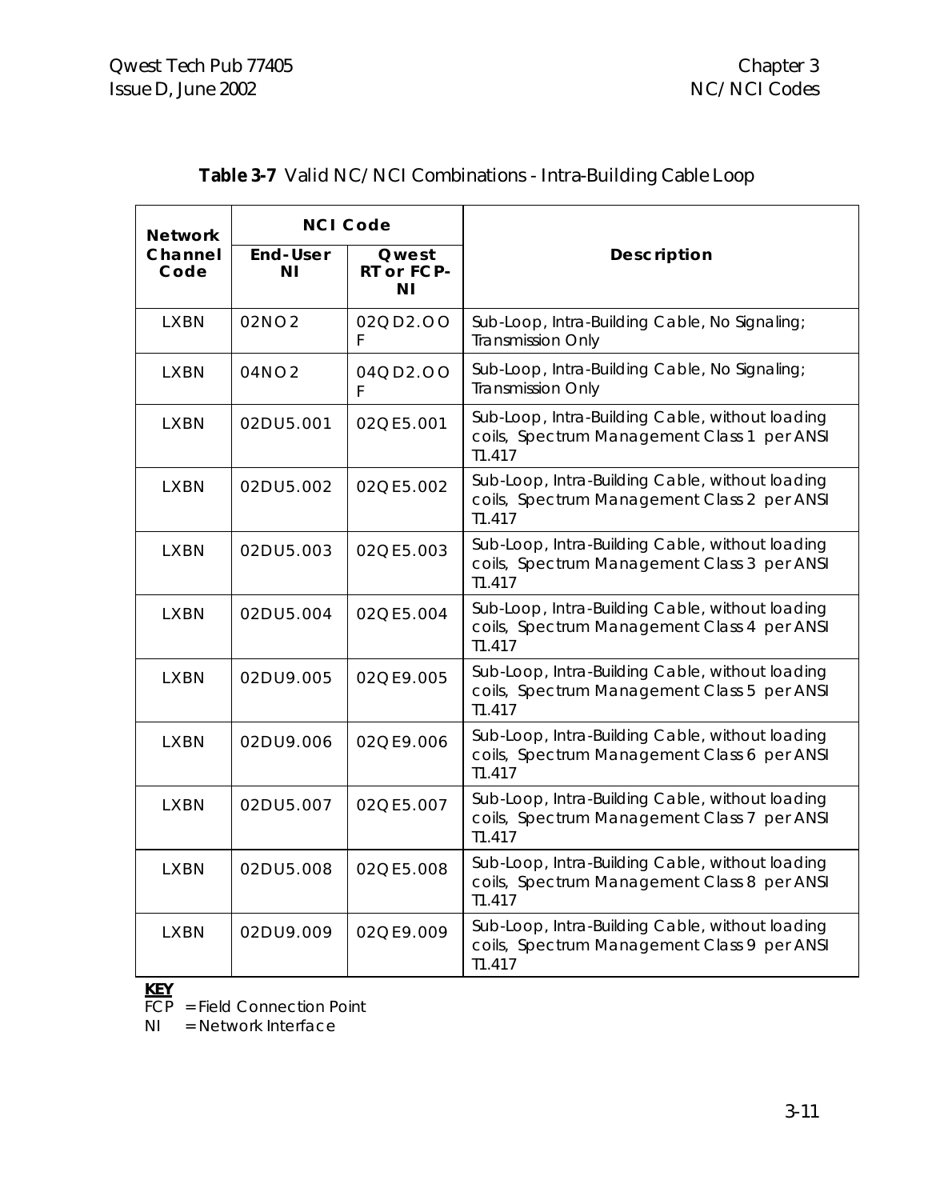**Table 3-7** Valid NC/NCI Combinations - Intra-Building Cable Loop

| Network Channel Code | NCI Code | | Description |
|---|---|---|---|
| | End-User NI | Qwest RT or FCP-NI | |
| LXBN | 02NO2 | 02QD2.OOF | Sub-Loop, Intra-Building Cable, No Signaling; Transmission Only |
| LXBN | 04NO2 | 04QD2.OOF | Sub-Loop, Intra-Building Cable, No Signaling; Transmission Only |
| LXBN | 02DU5.001 | 02QE5.001 | Sub-Loop, Intra-Building Cable, without loading coils, Spectrum Management Class 1 per ANSI T1.417 |
| LXBN | 02DU5.002 | 02QE5.002 | Sub-Loop, Intra-Building Cable, without loading coils, Spectrum Management Class 2 per ANSI T1.417 |
| LXBN | 02DU5.003 | 02QE5.003 | Sub-Loop, Intra-Building Cable, without loading coils, Spectrum Management Class 3 per ANSI T1.417 |
| LXBN | 02DU5.004 | 02QE5.004 | Sub-Loop, Intra-Building Cable, without loading coils, Spectrum Management Class 4 per ANSI T1.417 |
| LXBN | 02DU9.005 | 02QE9.005 | Sub-Loop, Intra-Building Cable, without loading coils, Spectrum Management Class 5 per ANSI T1.417 |
| LXBN | 02DU9.006 | 02QE9.006 | Sub-Loop, Intra-Building Cable, without loading coils, Spectrum Management Class 6 per ANSI T1.417 |
| LXBN | 02DU5.007 | 02QE5.007 | Sub-Loop, Intra-Building Cable, without loading coils, Spectrum Management Class 7 per ANSI T1.417 |
| LXBN | 02DU5.008 | 02QE5.008 | Sub-Loop, Intra-Building Cable, without loading coils, Spectrum Management Class 8 per ANSI T1.417 |
| LXBN | 02DU9.009 | 02QE9.009 | Sub-Loop, Intra-Building Cable, without loading coils, Spectrum Management Class 9 per ANSI T1.417 |

**KEY**

FCP = Field Connection Point

NI = Network Interface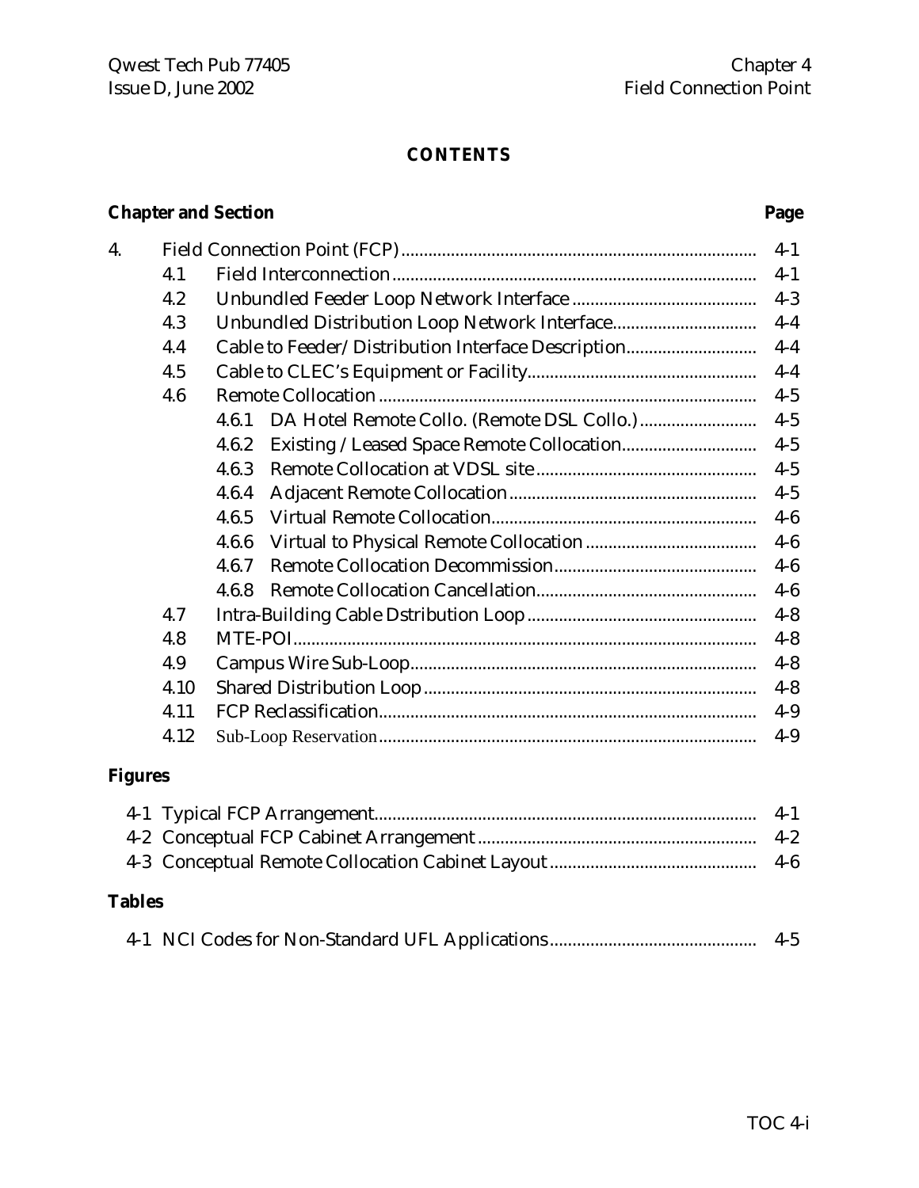# CONTENTS

| Chapter and Section | | | Page |
|---|---|---|---|
| 4. | Field Connection Point (FCP) | | 4-1 |
| | 4.1 | Field Interconnection | 4-1 |
| | 4.2 | Unbundled Feeder Loop Network Interface | 4-3 |
| | 4.3 | Unbundled Distribution Loop Network Interface | 4-4 |
| | 4.4 | Cable to Feeder/Distribution Interface Description | 4-4 |
| | 4.5 | Cable to CLEC's Equipment or Facility | 4-4 |
| | 4.6 | Remote Collocation | 4-5 |
| | | 4.6.1 DA Hotel Remote Collo. (Remote DSL Collo.) | 4-5 |
| | | 4.6.2 Existing / Leased Space Remote Collocation | 4-5 |
| | | 4.6.3 Remote Collocation at VDSL site | 4-5 |
| | | 4.6.4 Adjacent Remote Collocation | 4-5 |
| | | 4.6.5 Virtual Remote Collocation | 4-6 |
| | | 4.6.6 Virtual to Physical Remote Collocation | 4-6 |
| | | 4.6.7 Remote Collocation Decommission | 4-6 |
| | | 4.6.8 Remote Collocation Cancellation | 4-6 |
| | 4.7 | Intra-Building Cable Dstribution Loop | 4-8 |
| | 4.8 | MTE-POI | 4-8 |
| | 4.9 | Campus Wire Sub-Loop | 4-8 |
| | 4.10 | Shared Distribution Loop | 4-8 |
| | 4.11 | FCP Reclassification | 4-9 |
| | 4.12 | Sub-Loop Reservation | 4-9 |

**Figures**

| Figure | Page |
|---|---|
| 4-1 Typical FCP Arrangement | 4-1 |
| 4-2 Conceptual FCP Cabinet Arrangement | 4-2 |
| 4-3 Conceptual Remote Collocation Cabinet Layout | 4-6 |

**Tables**

| Table | Page |
|---|---|
| 4-1 NCI Codes for Non-Standard UFL Applications | 4-5 |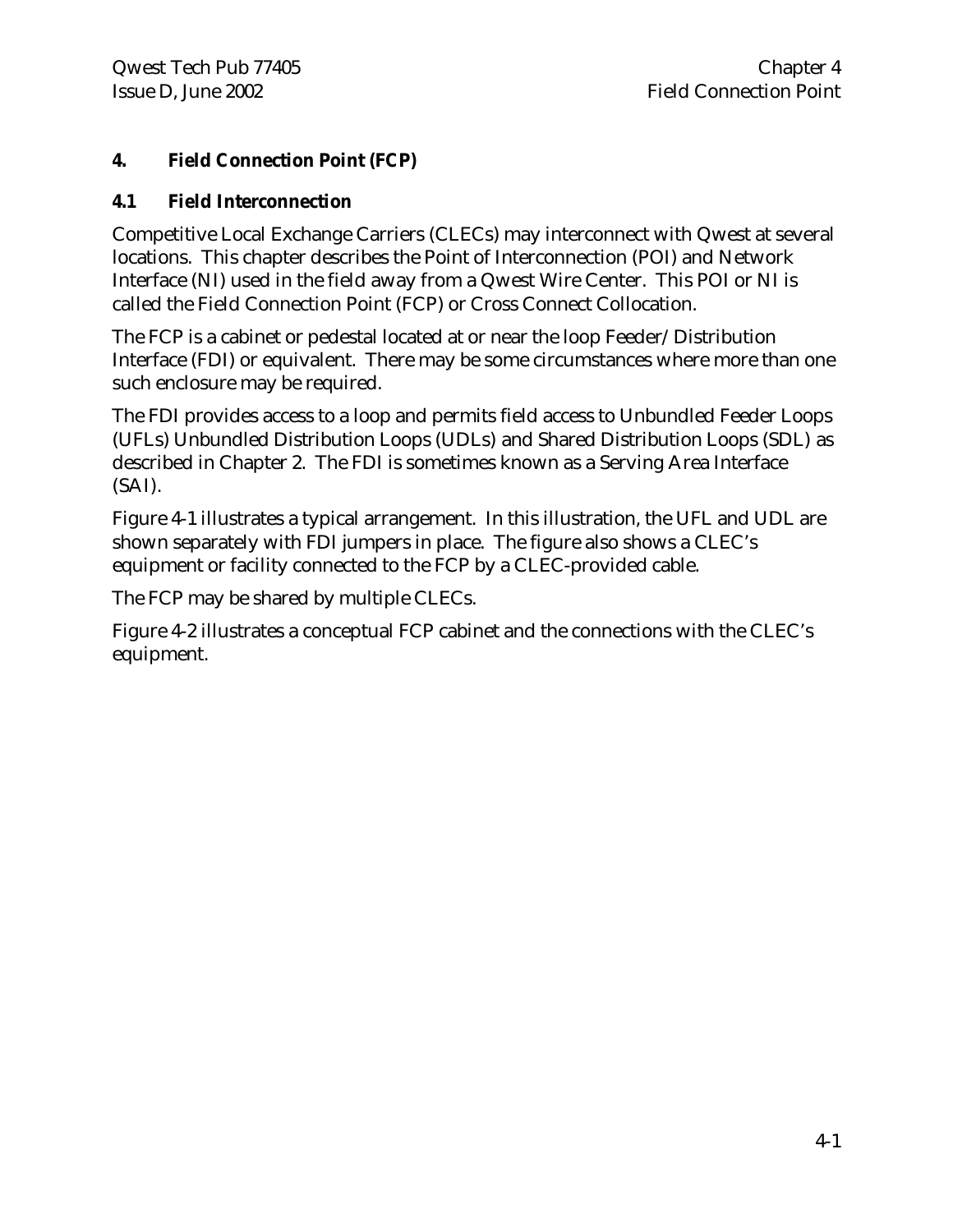# 4. Field Connection Point (FCP)

## 4.1 Field Interconnection

Competitive Local Exchange Carriers (CLECs) may interconnect with Qwest at several locations. This chapter describes the Point of Interconnection (POI) and Network Interface (NI) used in the field away from a Qwest Wire Center. This POI or NI is called the Field Connection Point (FCP) or Cross Connect Collocation.

The FCP is a cabinet or pedestal located at or near the loop Feeder/Distribution Interface (FDI) or equivalent. There may be some circumstances where more than one such enclosure may be required.

The FDI provides access to a loop and permits field access to Unbundled Feeder Loops (UFLs) Unbundled Distribution Loops (UDLs) and Shared Distribution Loops (SDL) as described in Chapter 2. The FDI is sometimes known as a Serving Area Interface (SAI).

Figure 4-1 illustrates a typical arrangement. In this illustration, the UFL and UDL are shown separately with FDI jumpers in place. The figure also shows a CLEC's equipment or facility connected to the FCP by a CLEC-provided cable.

The FCP may be shared by multiple CLECs.

Figure 4-2 illustrates a conceptual FCP cabinet and the connections with the CLEC's equipment.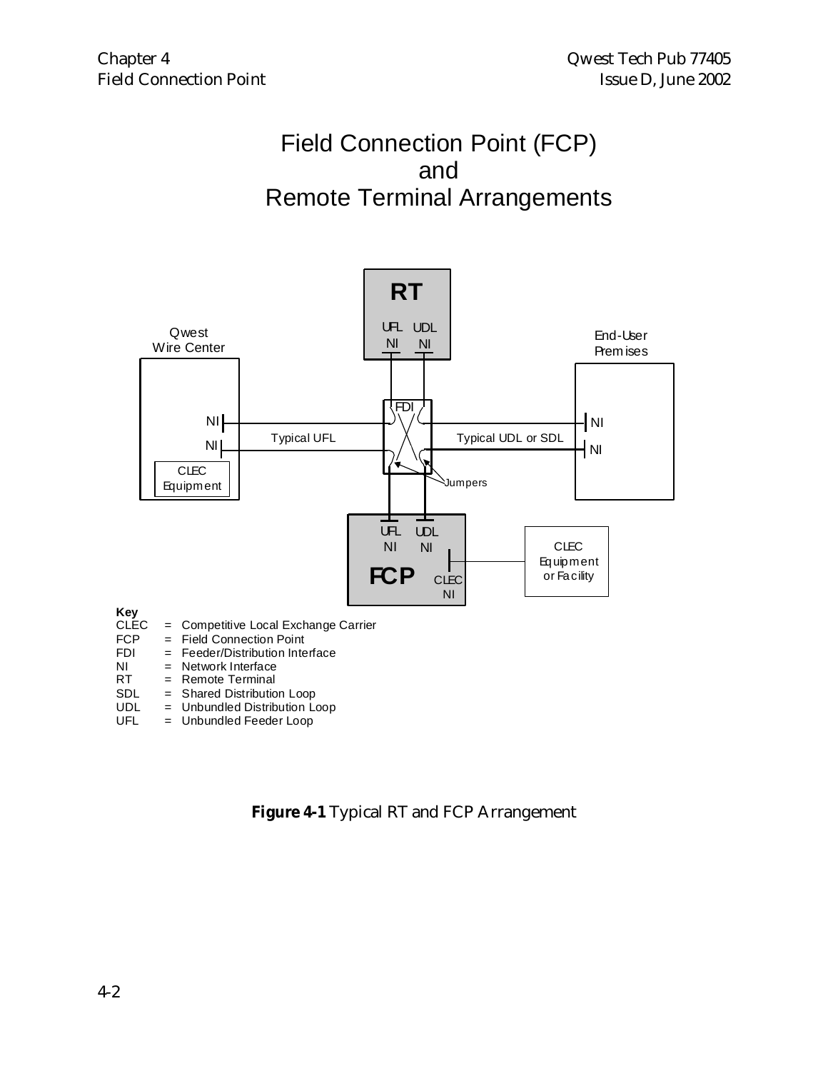# Field Connection Point (FCP) and Remote Terminal Arrangements

RT

UFL NI UDL NI

Qwest Wire Center

End-User Premises

NI

NI

FDI

NI

NI

Typical UFL

Typical UDL or SDL

CLEC Equipment

Jumpers

UFL NI UDL NI

FCP

CLEC NI

CLEC Equipment or Facility

**Key**

CLEC = Competitive Local Exchange Carrier
FCP = Field Connection Point
FDI = Feeder/Distribution Interface
NI = Network Interface
RT = Remote Terminal
SDL = Shared Distribution Loop
UDL = Unbundled Distribution Loop
UFL = Unbundled Feeder Loop

**Figure 4-1** Typical RT and FCP Arrangement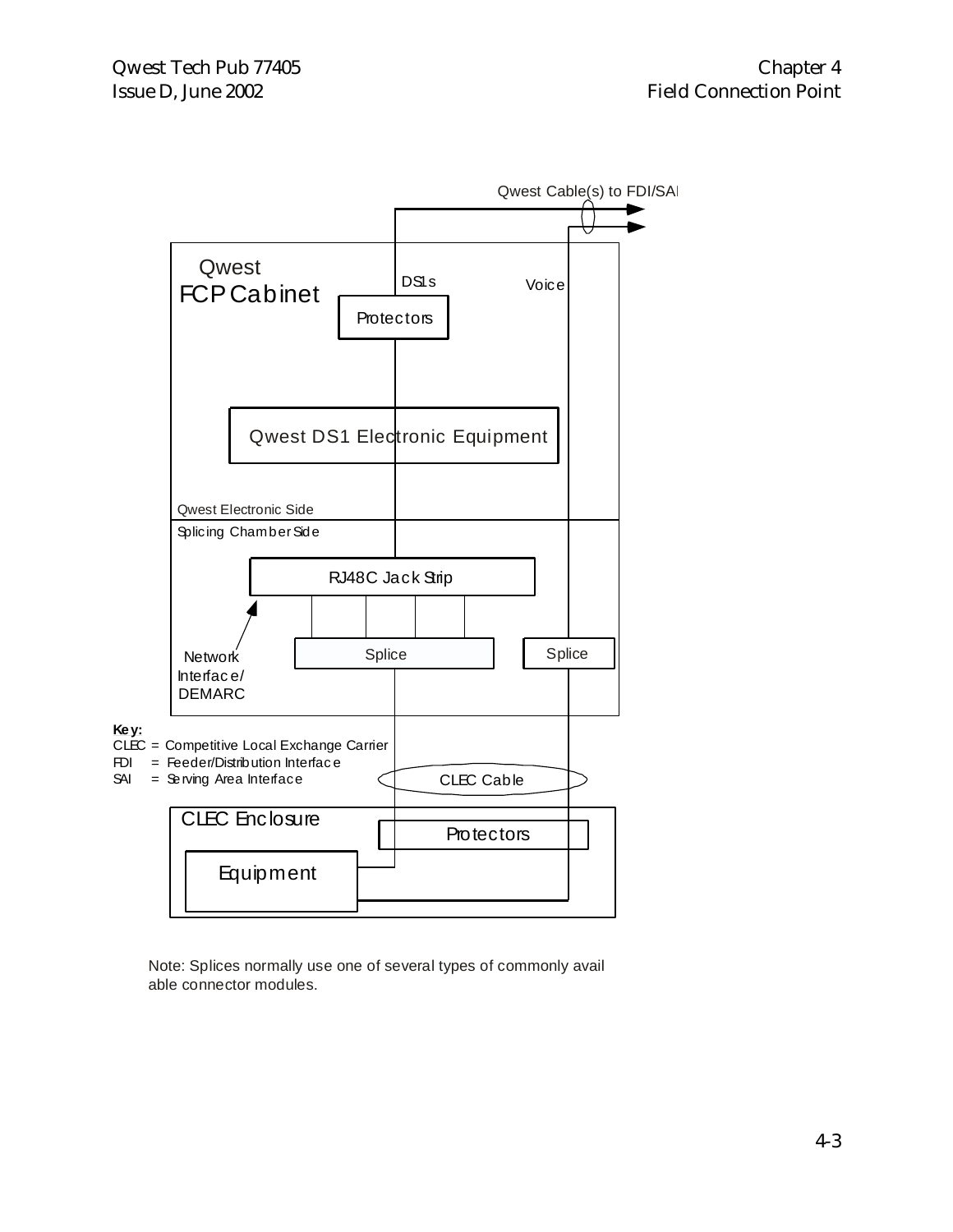Qwest Cable(s) to FDI/SAI

Qwest FCP Cabinet

DS1s

Voice

Protectors

Qwest DS1 Electronic Equipment

Qwest Electronic Side

Splicing Chamber Side

RJ48C Jack Strip

Network Interface/ DEMARC

Splice

Splice

**Key:**
CLEC = Competitive Local Exchange Carrier
FDI = Feeder/Distribution Interface
SAI = Serving Area Interface

CLEC Cable

CLEC Enclosure

Protectors

Equipment

Note: Splices normally use one of several types of commonly available connector modules.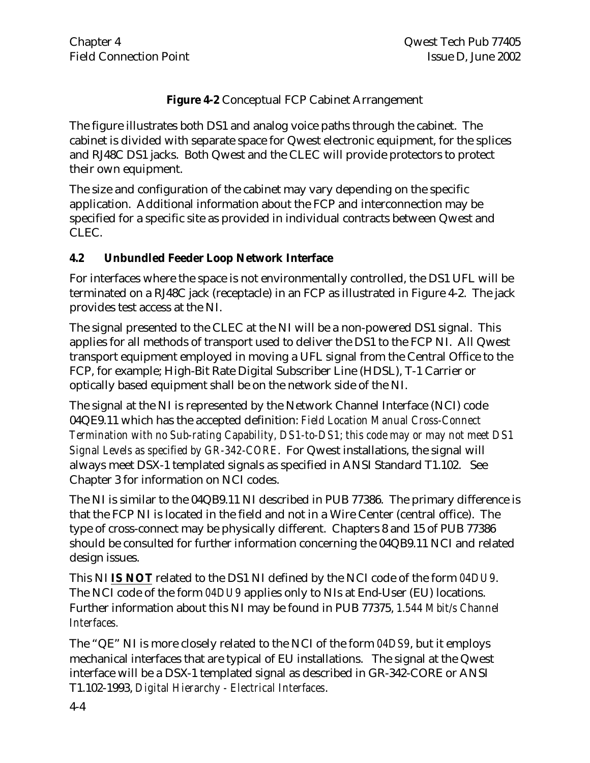**Figure 4-2** Conceptual FCP Cabinet Arrangement

The figure illustrates both DS1 and analog voice paths through the cabinet. The cabinet is divided with separate space for Qwest electronic equipment, for the splices and RJ48C DS1 jacks. Both Qwest and the CLEC will provide protectors to protect their own equipment.

The size and configuration of the cabinet may vary depending on the specific application. Additional information about the FCP and interconnection may be specified for a specific site as provided in individual contracts between Qwest and CLEC.

## 4.2 Unbundled Feeder Loop Network Interface

For interfaces where the space is not environmentally controlled, the DS1 UFL will be terminated on a RJ48C jack (receptacle) in an FCP as illustrated in Figure 4-2. The jack provides test access at the NI.

The signal presented to the CLEC at the NI will be a non-powered DS1 signal. This applies for all methods of transport used to deliver the DS1 to the FCP NI. All Qwest transport equipment employed in moving a UFL signal from the Central Office to the FCP, for example; High-Bit Rate Digital Subscriber Line (HDSL), T-1 Carrier or optically based equipment shall be on the network side of the NI.

The signal at the NI is represented by the Network Channel Interface (NCI) code 04QE9.11 which has the accepted definition: *Field Location Manual Cross-Connect Termination with no Sub-rating Capability, DS1-to-DS1; this code may or may not meet DS1 Signal Levels as specified by GR-342-CORE*. For Qwest installations, the signal will always meet DSX-1 templated signals as specified in ANSI Standard T1.102. See Chapter 3 for information on NCI codes.

The NI is similar to the 04QB9.11 NI described in PUB 77386. The primary difference is that the FCP NI is located in the field and not in a Wire Center (central office). The type of cross-connect may be physically different. Chapters 8 and 15 of PUB 77386 should be consulted for further information concerning the 04QB9.11 NCI and related design issues.

This NI **IS NOT** related to the DS1 NI defined by the NCI code of the form *04DU9*. The NCI code of the form *04DU9* applies only to NIs at End-User (EU) locations. Further information about this NI may be found in PUB 77375, *1.544 Mbit/s Channel Interfaces.*

The "QE" NI is more closely related to the NCI of the form *04DS9*, but it employs mechanical interfaces that are typical of EU installations. The signal at the Qwest interface will be a DSX-1 templated signal as described in GR-342-CORE or ANSI T1.102-1993, *Digital Hierarchy - Electrical Interfaces*.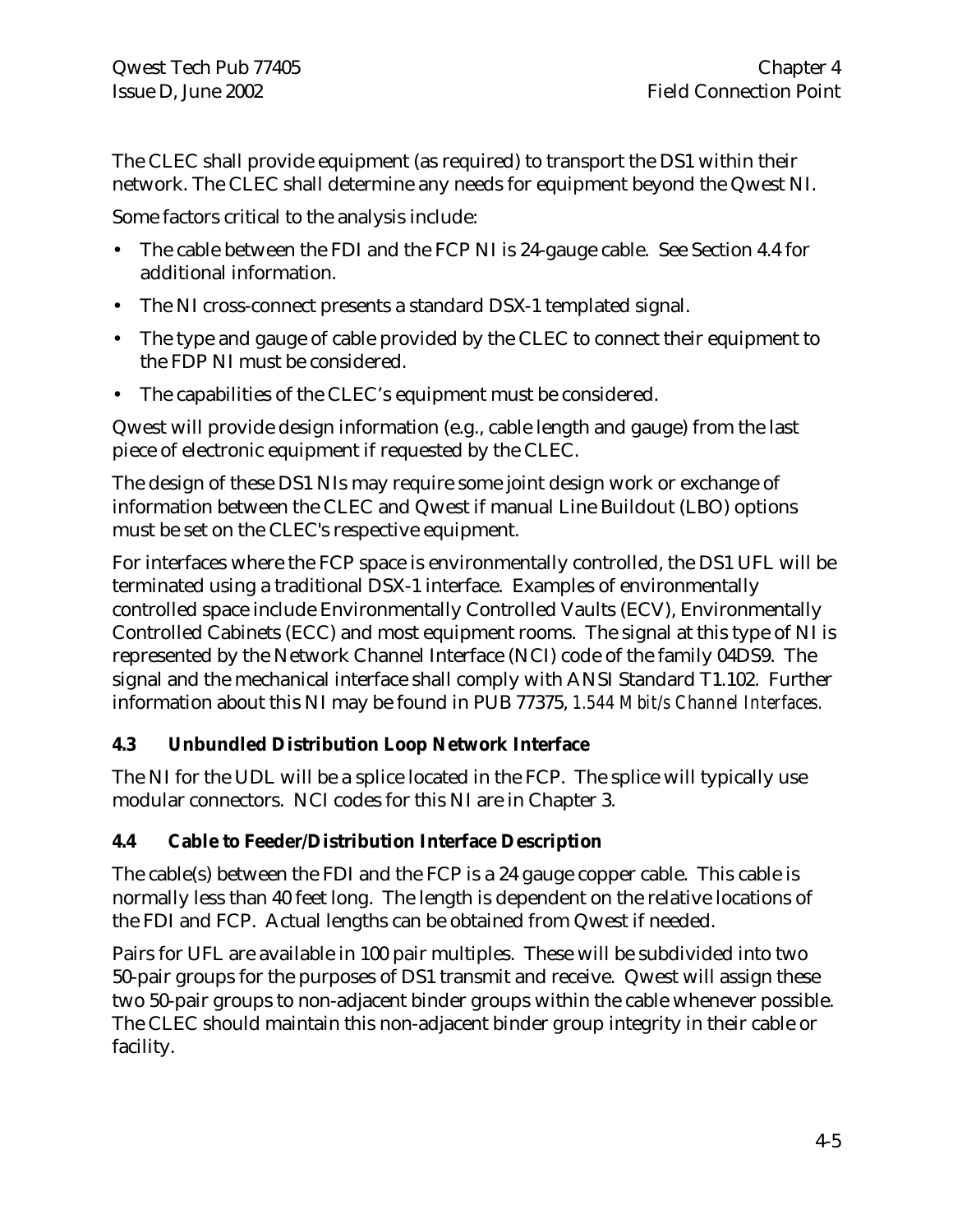The CLEC shall provide equipment (as required) to transport the DS1 within their network. The CLEC shall determine any needs for equipment beyond the Qwest NI.

Some factors critical to the analysis include:

- The cable between the FDI and the FCP NI is 24-gauge cable. See Section 4.4 for additional information.
- The NI cross-connect presents a standard DSX-1 templated signal.
- The type and gauge of cable provided by the CLEC to connect their equipment to the FDP NI must be considered.
- The capabilities of the CLEC's equipment must be considered.

Qwest will provide design information (e.g., cable length and gauge) from the last piece of electronic equipment if requested by the CLEC.

The design of these DS1 NIs may require some joint design work or exchange of information between the CLEC and Qwest if manual Line Buildout (LBO) options must be set on the CLEC's respective equipment.

For interfaces where the FCP space is environmentally controlled, the DS1 UFL will be terminated using a traditional DSX-1 interface. Examples of environmentally controlled space include Environmentally Controlled Vaults (ECV), Environmentally Controlled Cabinets (ECC) and most equipment rooms. The signal at this type of NI is represented by the Network Channel Interface (NCI) code of the family 04DS9. The signal and the mechanical interface shall comply with ANSI Standard T1.102. Further information about this NI may be found in PUB 77375, *1.544 Mbit/s Channel Interfaces.*

### 4.3 Unbundled Distribution Loop Network Interface

The NI for the UDL will be a splice located in the FCP. The splice will typically use modular connectors. NCI codes for this NI are in Chapter 3.

### 4.4 Cable to Feeder/Distribution Interface Description

The cable(s) between the FDI and the FCP is a 24 gauge copper cable. This cable is normally less than 40 feet long. The length is dependent on the relative locations of the FDI and FCP. Actual lengths can be obtained from Qwest if needed.

Pairs for UFL are available in 100 pair multiples. These will be subdivided into two 50-pair groups for the purposes of DS1 transmit and receive. Qwest will assign these two 50-pair groups to non-adjacent binder groups within the cable whenever possible. The CLEC should maintain this non-adjacent binder group integrity in their cable or facility.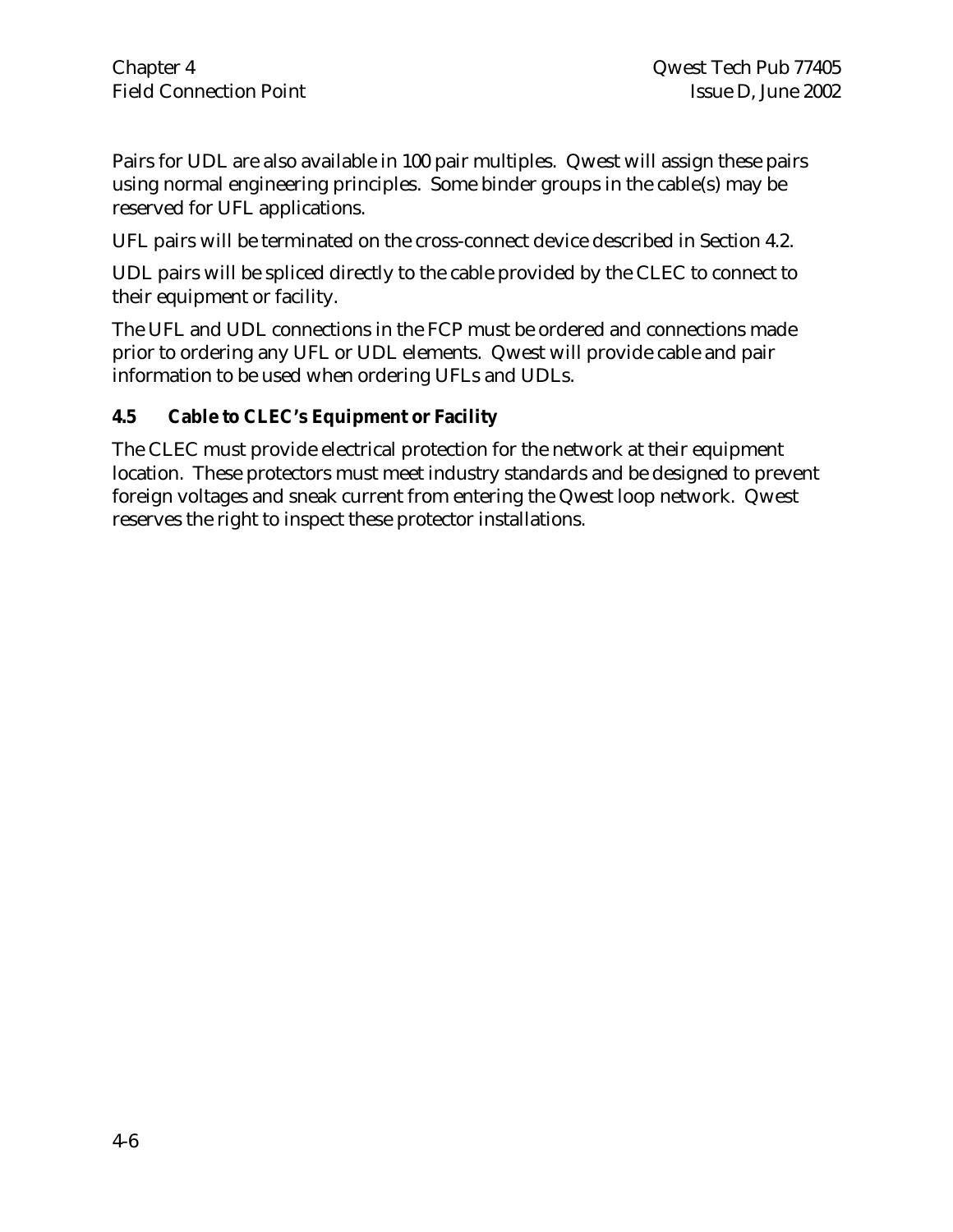Pairs for UDL are also available in 100 pair multiples. Qwest will assign these pairs using normal engineering principles. Some binder groups in the cable(s) may be reserved for UFL applications.

UFL pairs will be terminated on the cross-connect device described in Section 4.2.

UDL pairs will be spliced directly to the cable provided by the CLEC to connect to their equipment or facility.

The UFL and UDL connections in the FCP must be ordered and connections made prior to ordering any UFL or UDL elements. Qwest will provide cable and pair information to be used when ordering UFLs and UDLs.

### 4.5 Cable to CLEC's Equipment or Facility

The CLEC must provide electrical protection for the network at their equipment location. These protectors must meet industry standards and be designed to prevent foreign voltages and sneak current from entering the Qwest loop network. Qwest reserves the right to inspect these protector installations.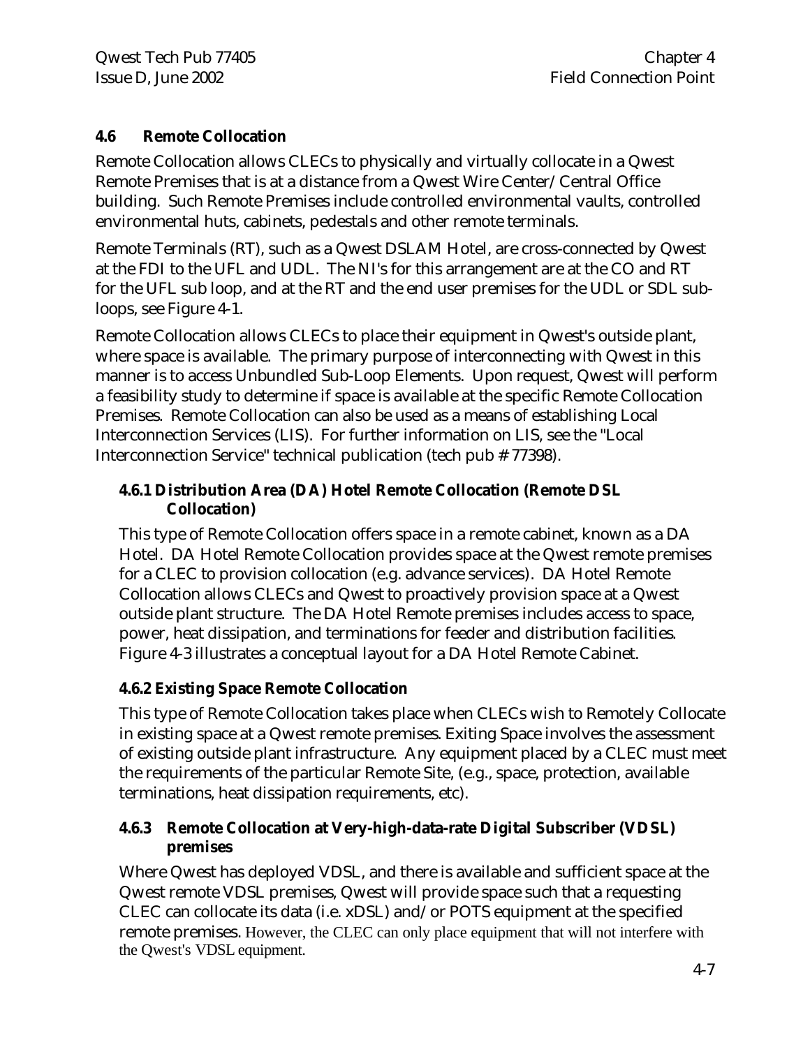### 4.6 Remote Collocation

Remote Collocation allows CLECs to physically and virtually collocate in a Qwest Remote Premises that is at a distance from a Qwest Wire Center/Central Office building. Such Remote Premises include controlled environmental vaults, controlled environmental huts, cabinets, pedestals and other remote terminals.

Remote Terminals (RT), such as a Qwest DSLAM Hotel, are cross-connected by Qwest at the FDI to the UFL and UDL. The NI's for this arrangement are at the CO and RT for the UFL sub loop, and at the RT and the end user premises for the UDL or SDL sub-loops, see Figure 4-1.

Remote Collocation allows CLECs to place their equipment in Qwest's outside plant, where space is available. The primary purpose of interconnecting with Qwest in this manner is to access Unbundled Sub-Loop Elements. Upon request, Qwest will perform a feasibility study to determine if space is available at the specific Remote Collocation Premises. Remote Collocation can also be used as a means of establishing Local Interconnection Services (LIS). For further information on LIS, see the "Local Interconnection Service" technical publication (tech pub # 77398).

#### 4.6.1 Distribution Area (DA) Hotel Remote Collocation (Remote DSL Collocation)

This type of Remote Collocation offers space in a remote cabinet, known as a DA Hotel. DA Hotel Remote Collocation provides space at the Qwest remote premises for a CLEC to provision collocation (e.g. advance services). DA Hotel Remote Collocation allows CLECs and Qwest to proactively provision space at a Qwest outside plant structure. The DA Hotel Remote premises includes access to space, power, heat dissipation, and terminations for feeder and distribution facilities. Figure 4-3 illustrates a conceptual layout for a DA Hotel Remote Cabinet.

#### 4.6.2 Existing Space Remote Collocation

This type of Remote Collocation takes place when CLECs wish to Remotely Collocate in existing space at a Qwest remote premises. Exiting Space involves the assessment of existing outside plant infrastructure. Any equipment placed by a CLEC must meet the requirements of the particular Remote Site, (e.g., space, protection, available terminations, heat dissipation requirements, etc).

#### 4.6.3 Remote Collocation at Very-high-data-rate Digital Subscriber (VDSL) premises

Where Qwest has deployed VDSL, and there is available and sufficient space at the Qwest remote VDSL premises, Qwest will provide space such that a requesting CLEC can collocate its data (i.e. xDSL) and/or POTS equipment at the specified remote premises. However, the CLEC can only place equipment that will not interfere with the Qwest's VDSL equipment.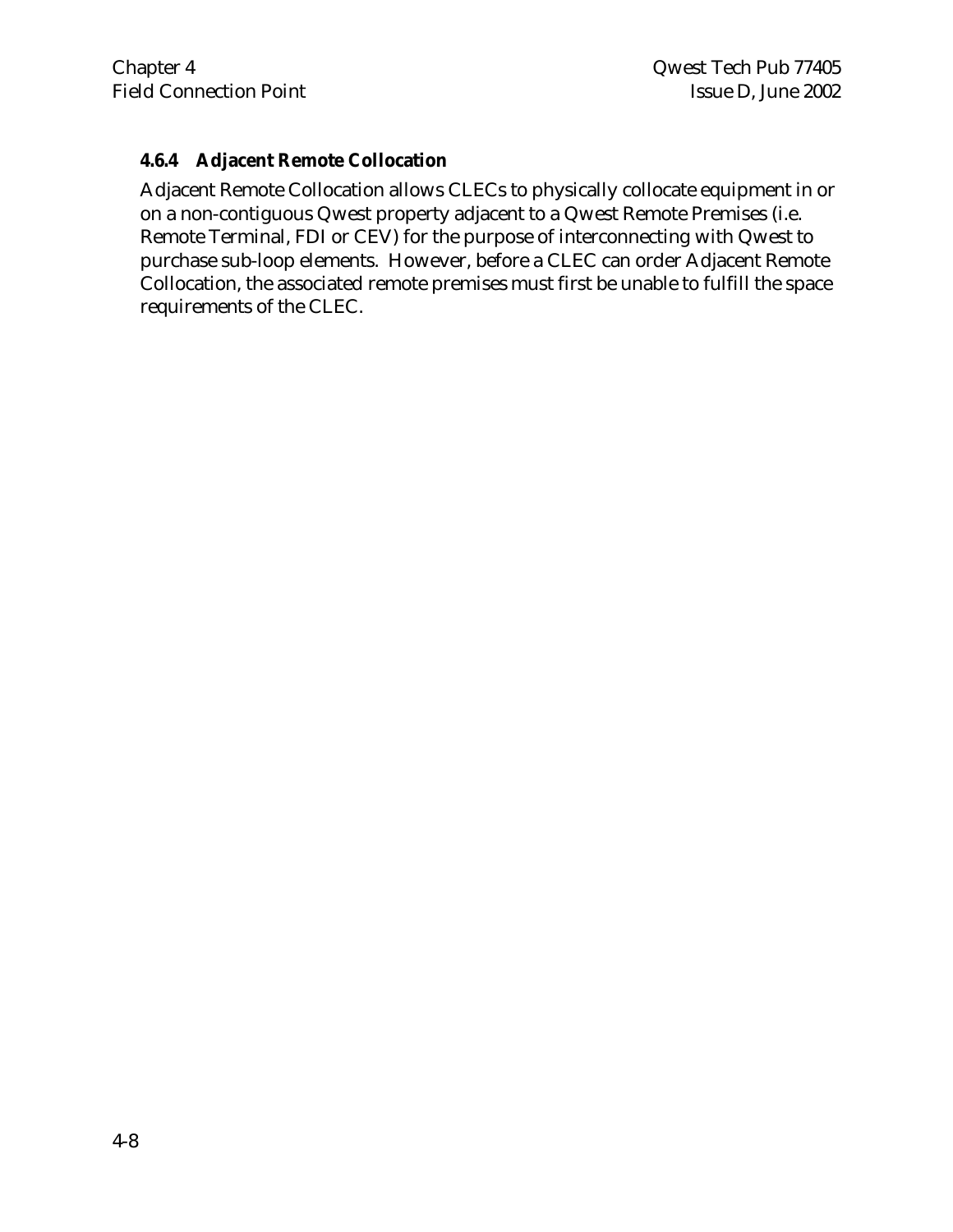### 4.6.4 Adjacent Remote Collocation

Adjacent Remote Collocation allows CLECs to physically collocate equipment in or on a non-contiguous Qwest property adjacent to a Qwest Remote Premises (i.e. Remote Terminal, FDI or CEV) for the purpose of interconnecting with Qwest to purchase sub-loop elements. However, before a CLEC can order Adjacent Remote Collocation, the associated remote premises must first be unable to fulfill the space requirements of the CLEC.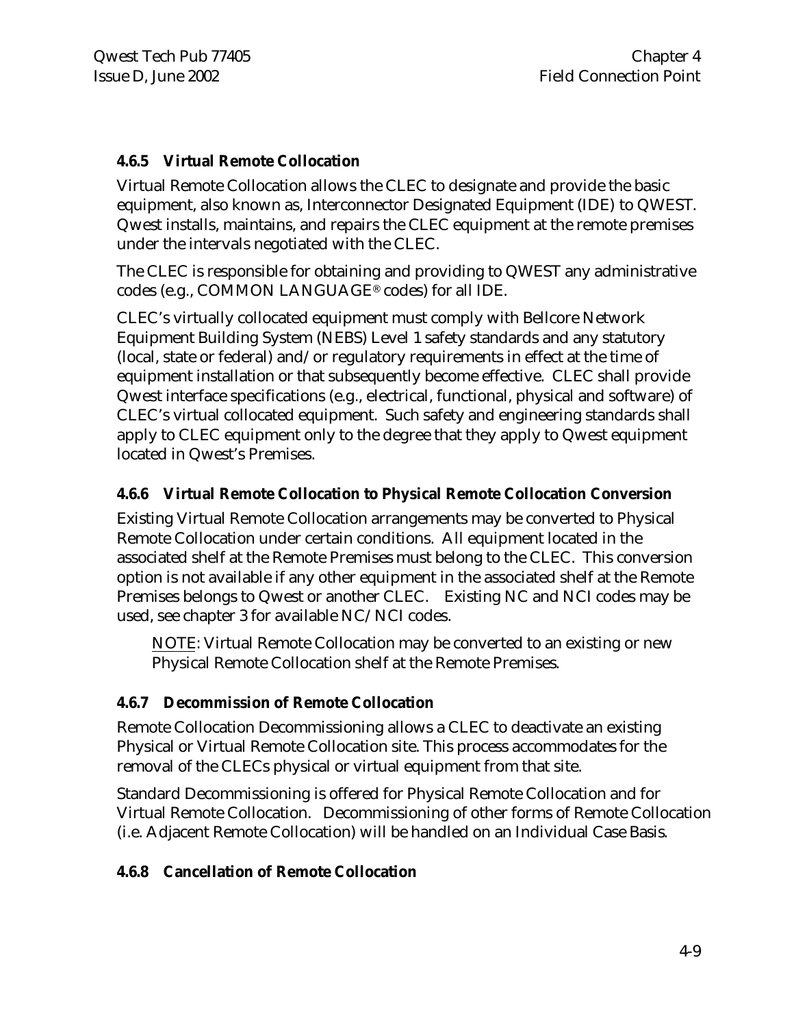### 4.6.5 Virtual Remote Collocation

Virtual Remote Collocation allows the CLEC to designate and provide the basic equipment, also known as, Interconnector Designated Equipment (IDE) to QWEST. Qwest installs, maintains, and repairs the CLEC equipment at the remote premises under the intervals negotiated with the CLEC.

The CLEC is responsible for obtaining and providing to QWEST any administrative codes (e.g., COMMON LANGUAGE® codes) for all IDE.

CLEC's virtually collocated equipment must comply with Bellcore Network Equipment Building System (NEBS) Level 1 safety standards and any statutory (local, state or federal) and/or regulatory requirements in effect at the time of equipment installation or that subsequently become effective. CLEC shall provide Qwest interface specifications (e.g., electrical, functional, physical and software) of CLEC's virtual collocated equipment. Such safety and engineering standards shall apply to CLEC equipment only to the degree that they apply to Qwest equipment located in Qwest's Premises.

### 4.6.6 Virtual Remote Collocation to Physical Remote Collocation Conversion

Existing Virtual Remote Collocation arrangements may be converted to Physical Remote Collocation under certain conditions. All equipment located in the associated shelf at the Remote Premises must belong to the CLEC. This conversion option is not available if any other equipment in the associated shelf at the Remote Premises belongs to Qwest or another CLEC. Existing NC and NCI codes may be used, see chapter 3 for available NC/NCI codes.

> NOTE: Virtual Remote Collocation may be converted to an existing or new Physical Remote Collocation shelf at the Remote Premises.

### 4.6.7 Decommission of Remote Collocation

Remote Collocation Decommissioning allows a CLEC to deactivate an existing Physical or Virtual Remote Collocation site. This process accommodates for the removal of the CLECs physical or virtual equipment from that site.

Standard Decommissioning is offered for Physical Remote Collocation and for Virtual Remote Collocation. Decommissioning of other forms of Remote Collocation (i.e. Adjacent Remote Collocation) will be handled on an Individual Case Basis.

### 4.6.8 Cancellation of Remote Collocation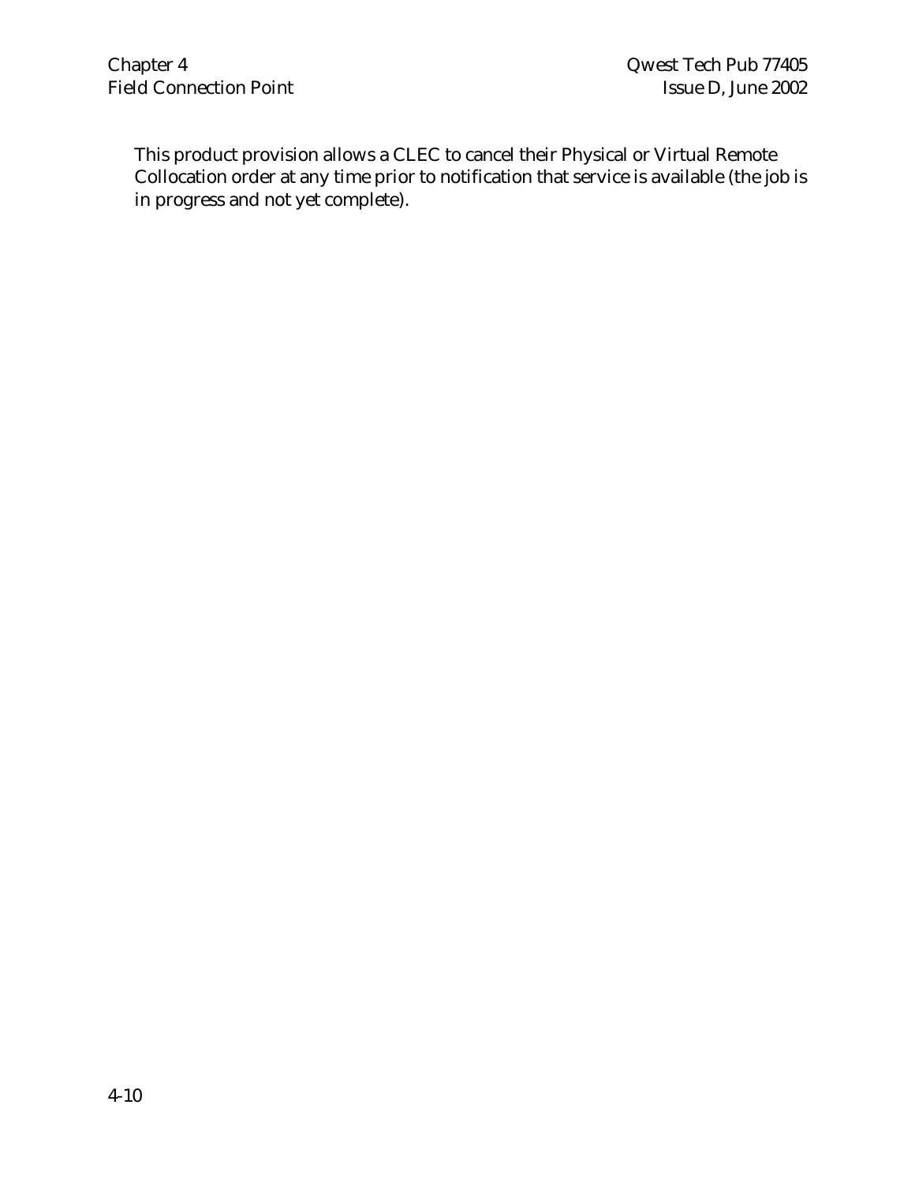This product provision allows a CLEC to cancel their Physical or Virtual Remote Collocation order at any time prior to notification that service is available (the job is in progress and not yet complete).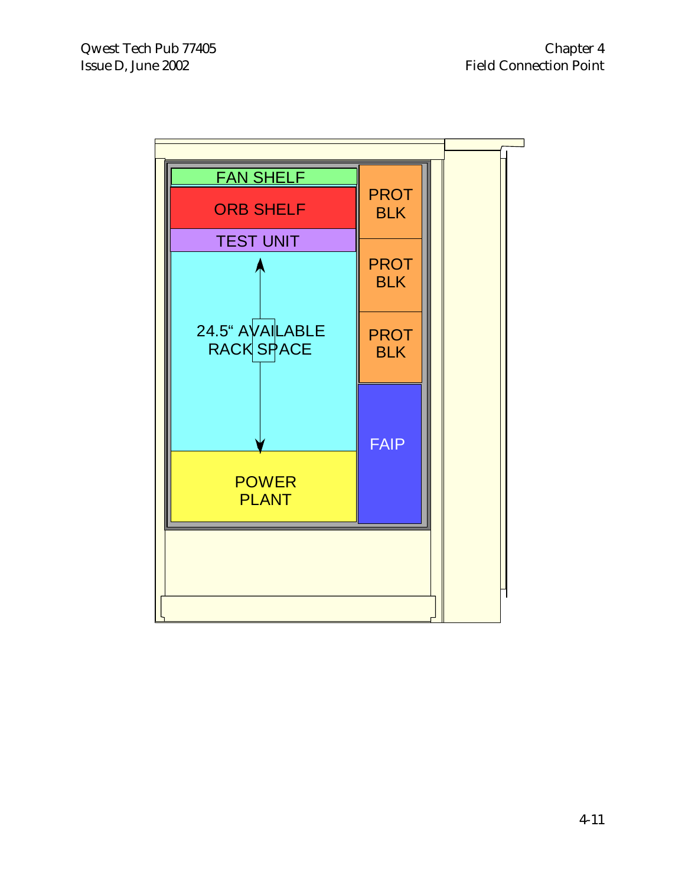FAN SHELF

ORB SHELF

TEST UNIT

24.5" AVAILABLE RACK SPACE

POWER PLANT

PROT BLK

PROT BLK

PROT BLK

FAIP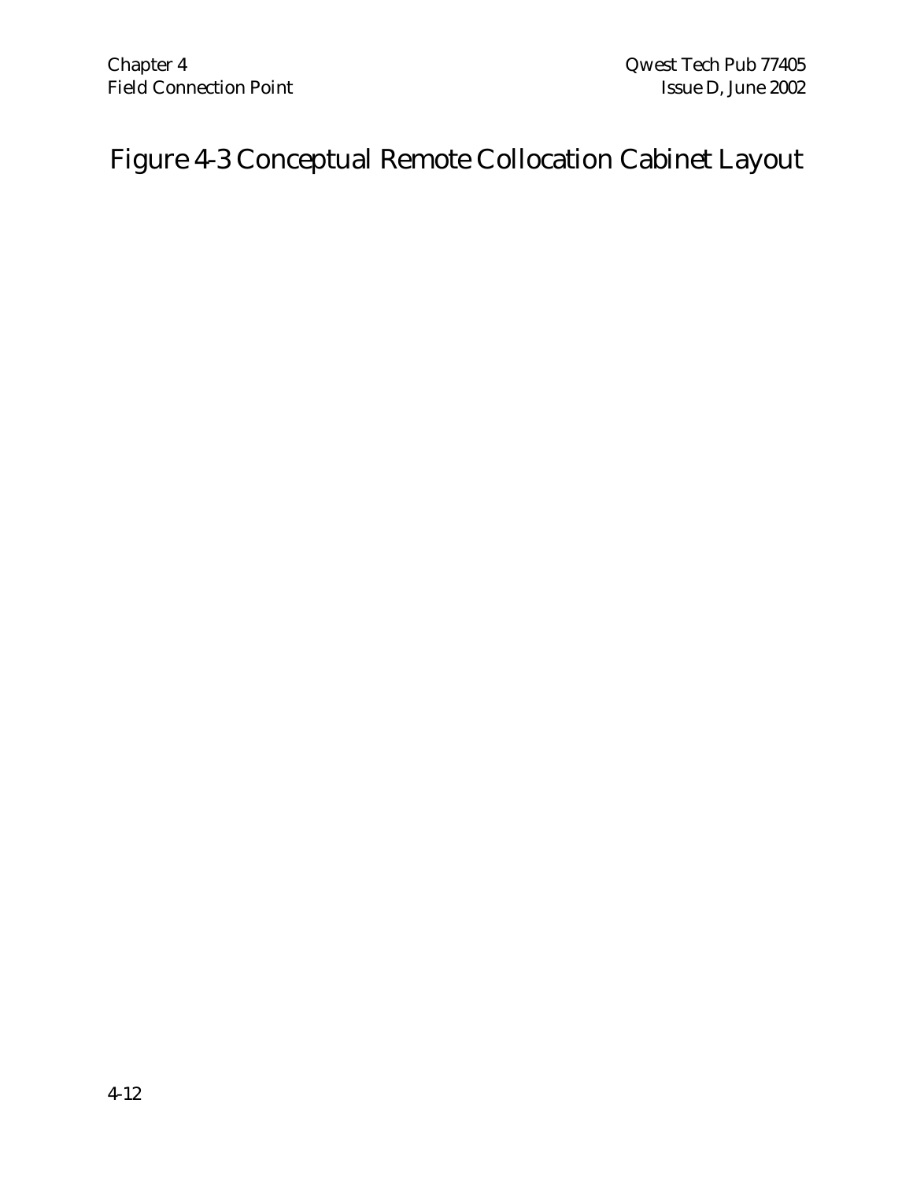# Figure 4-3 Conceptual Remote Collocation Cabinet Layout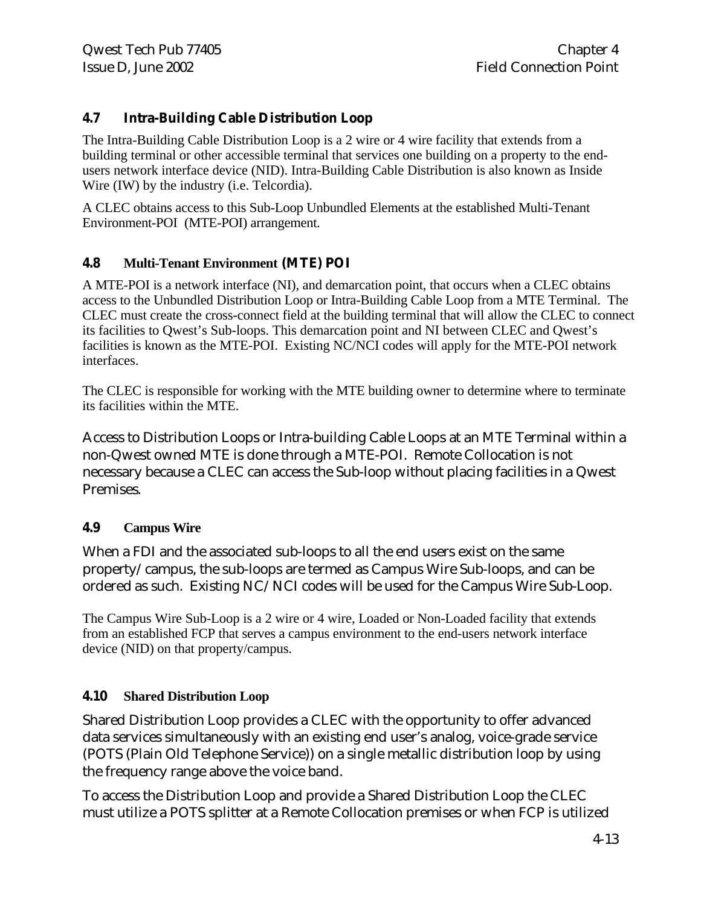## 4.7 Intra-Building Cable Distribution Loop

The Intra-Building Cable Distribution Loop is a 2 wire or 4 wire facility that extends from a building terminal or other accessible terminal that services one building on a property to the end-users network interface device (NID). Intra-Building Cable Distribution is also known as Inside Wire (IW) by the industry (i.e. Telcordia).

A CLEC obtains access to this Sub-Loop Unbundled Elements at the established Multi-Tenant Environment-POI (MTE-POI) arrangement.

## 4.8 Multi-Tenant Environment (MTE) POI

A MTE-POI is a network interface (NI), and demarcation point, that occurs when a CLEC obtains access to the Unbundled Distribution Loop or Intra-Building Cable Loop from a MTE Terminal. The CLEC must create the cross-connect field at the building terminal that will allow the CLEC to connect its facilities to Qwest's Sub-loops. This demarcation point and NI between CLEC and Qwest's facilities is known as the MTE-POI. Existing NC/NCI codes will apply for the MTE-POI network interfaces.

The CLEC is responsible for working with the MTE building owner to determine where to terminate its facilities within the MTE.

Access to Distribution Loops or Intra-building Cable Loops at an MTE Terminal within a non-Qwest owned MTE is done through a MTE-POI. Remote Collocation is not necessary because a CLEC can access the Sub-loop without placing facilities in a Qwest Premises.

## 4.9 Campus Wire

When a FDI and the associated sub-loops to all the end users exist on the same property/campus, the sub-loops are termed as Campus Wire Sub-loops, and can be ordered as such. Existing NC/NCI codes will be used for the Campus Wire Sub-Loop.

The Campus Wire Sub-Loop is a 2 wire or 4 wire, Loaded or Non-Loaded facility that extends from an established FCP that serves a campus environment to the end-users network interface device (NID) on that property/campus.

## 4.10 Shared Distribution Loop

Shared Distribution Loop provides a CLEC with the opportunity to offer advanced data services simultaneously with an existing end user's analog, voice-grade service (POTS (Plain Old Telephone Service)) on a single metallic distribution loop by using the frequency range above the voice band.

To access the Distribution Loop and provide a Shared Distribution Loop the CLEC must utilize a POTS splitter at a Remote Collocation premises or when FCP is utilized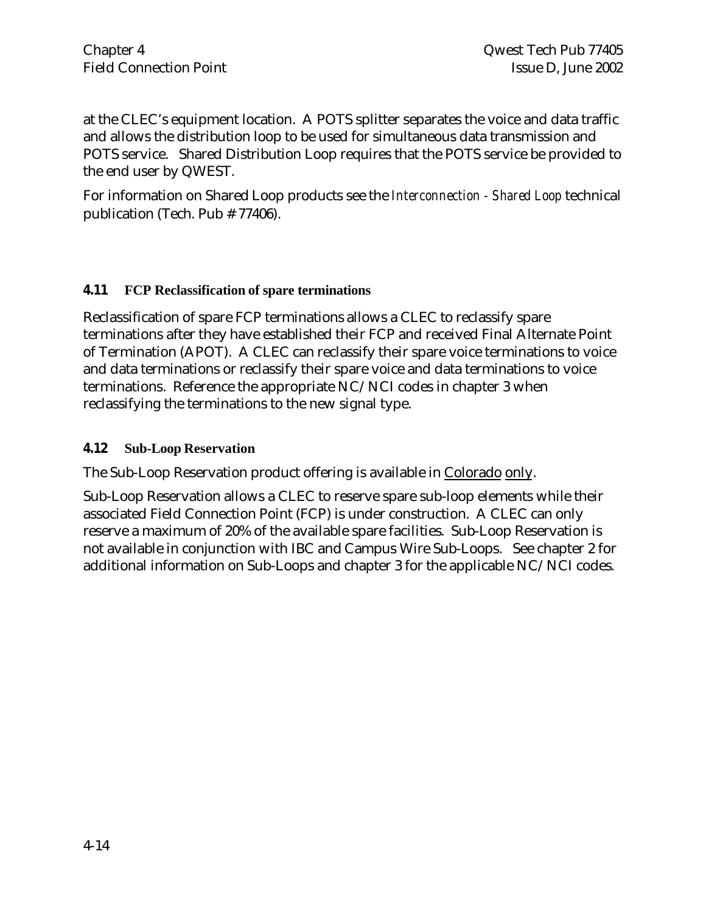at the CLEC's equipment location. A POTS splitter separates the voice and data traffic and allows the distribution loop to be used for simultaneous data transmission and POTS service. Shared Distribution Loop requires that the POTS service be provided to the end user by QWEST.

For information on Shared Loop products see the *Interconnection - Shared Loop* technical publication (Tech. Pub # 77406).

### 4.11 FCP Reclassification of spare terminations

Reclassification of spare FCP terminations allows a CLEC to reclassify spare terminations after they have established their FCP and received Final Alternate Point of Termination (APOT). A CLEC can reclassify their spare voice terminations to voice and data terminations or reclassify their spare voice and data terminations to voice terminations. Reference the appropriate NC/NCI codes in chapter 3 when reclassifying the terminations to the new signal type.

### 4.12 Sub-Loop Reservation

The Sub-Loop Reservation product offering is available in <u>Colorado</u> <u>only</u>.

Sub-Loop Reservation allows a CLEC to reserve spare sub-loop elements while their associated Field Connection Point (FCP) is under construction. A CLEC can only reserve a maximum of 20% of the available spare facilities. Sub-Loop Reservation is not available in conjunction with IBC and Campus Wire Sub-Loops. See chapter 2 for additional information on Sub-Loops and chapter 3 for the applicable NC/NCI codes.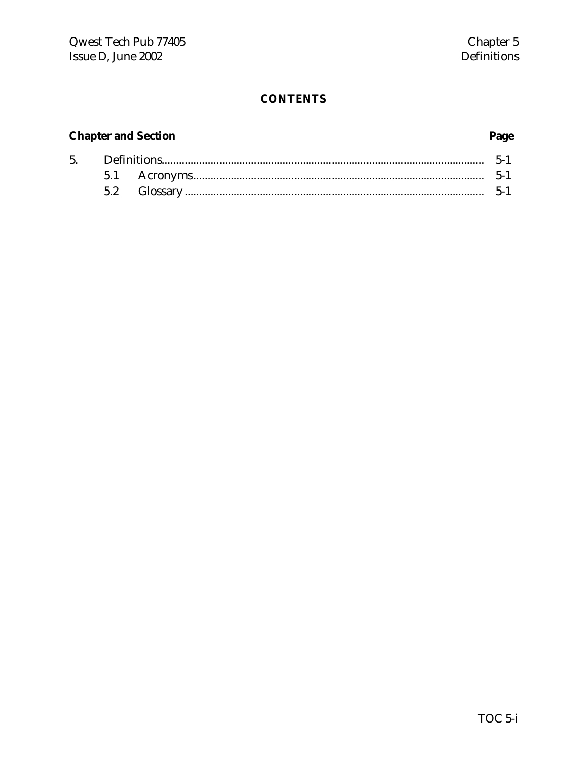# CONTENTS

| Chapter and Section | | Page |
|---|---|---|
| 5. | Definitions | 5-1 |
| | 5.1 Acronyms | 5-1 |
| | 5.2 Glossary | 5-1 |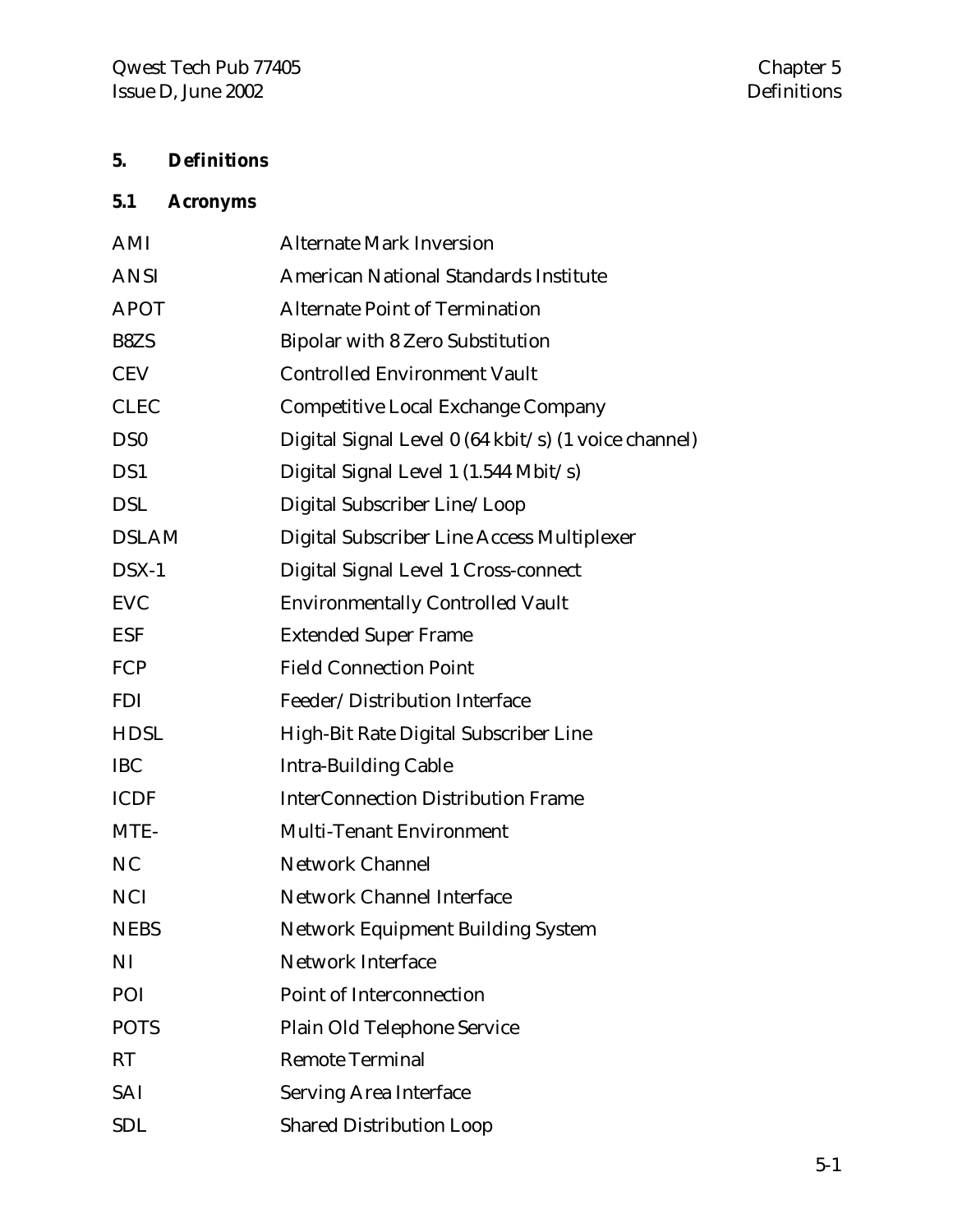# 5. Definitions

## 5.1 Acronyms

| | |
|---|---|
| AMI | Alternate Mark Inversion |
| ANSI | American National Standards Institute |
| APOT | Alternate Point of Termination |
| B8ZS | Bipolar with 8 Zero Substitution |
| CEV | Controlled Environment Vault |
| CLEC | Competitive Local Exchange Company |
| DS0 | Digital Signal Level 0 (64 kbit/s) (1 voice channel) |
| DS1 | Digital Signal Level 1 (1.544 Mbit/s) |
| DSL | Digital Subscriber Line/Loop |
| DSLAM | Digital Subscriber Line Access Multiplexer |
| DSX-1 | Digital Signal Level 1 Cross-connect |
| EVC | Environmentally Controlled Vault |
| ESF | Extended Super Frame |
| FCP | Field Connection Point |
| FDI | Feeder/Distribution Interface |
| HDSL | High-Bit Rate Digital Subscriber Line |
| IBC | Intra-Building Cable |
| ICDF | InterConnection Distribution Frame |
| MTE- | Multi-Tenant Environment |
| NC | Network Channel |
| NCI | Network Channel Interface |
| NEBS | Network Equipment Building System |
| NI | Network Interface |
| POI | Point of Interconnection |
| POTS | Plain Old Telephone Service |
| RT | Remote Terminal |
| SAI | Serving Area Interface |
| SDL | Shared Distribution Loop |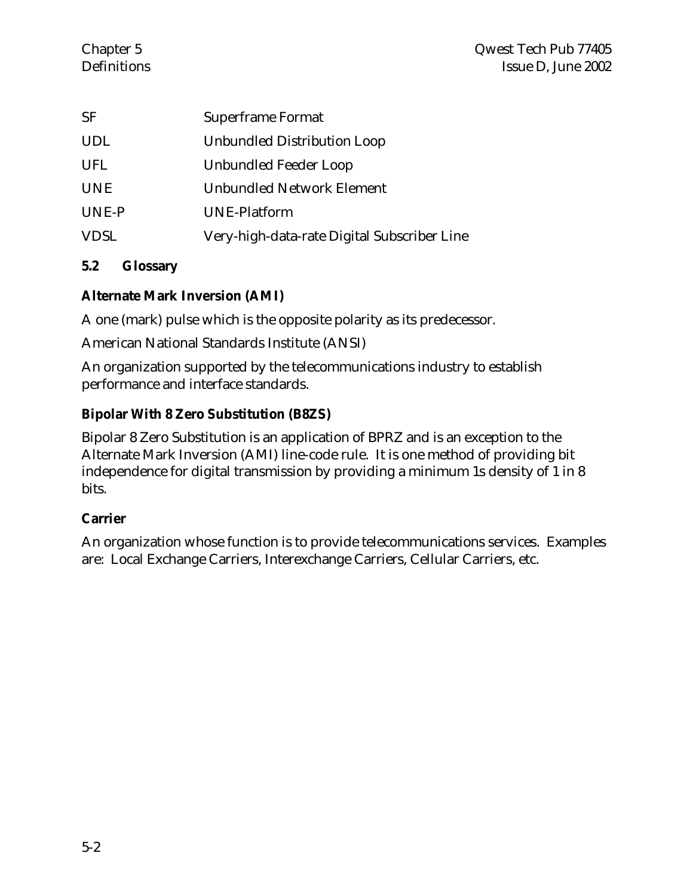| | |
|---|---|
| SF | Superframe Format |
| UDL | Unbundled Distribution Loop |
| UFL | Unbundled Feeder Loop |
| UNE | Unbundled Network Element |
| UNE-P | UNE-Platform |
| VDSL | Very-high-data-rate Digital Subscriber Line |

## 5.2 Glossary

**Alternate Mark Inversion (AMI)**

A one (mark) pulse which is the opposite polarity as its predecessor.

American National Standards Institute (ANSI)

An organization supported by the telecommunications industry to establish performance and interface standards.

**Bipolar With 8 Zero Substitution (B8ZS)**

Bipolar 8 Zero Substitution is an application of BPRZ and is an exception to the Alternate Mark Inversion (AMI) line-code rule. It is one method of providing bit independence for digital transmission by providing a minimum 1s density of 1 in 8 bits.

**Carrier**

An organization whose function is to provide telecommunications services. Examples are: Local Exchange Carriers, Interexchange Carriers, Cellular Carriers, etc.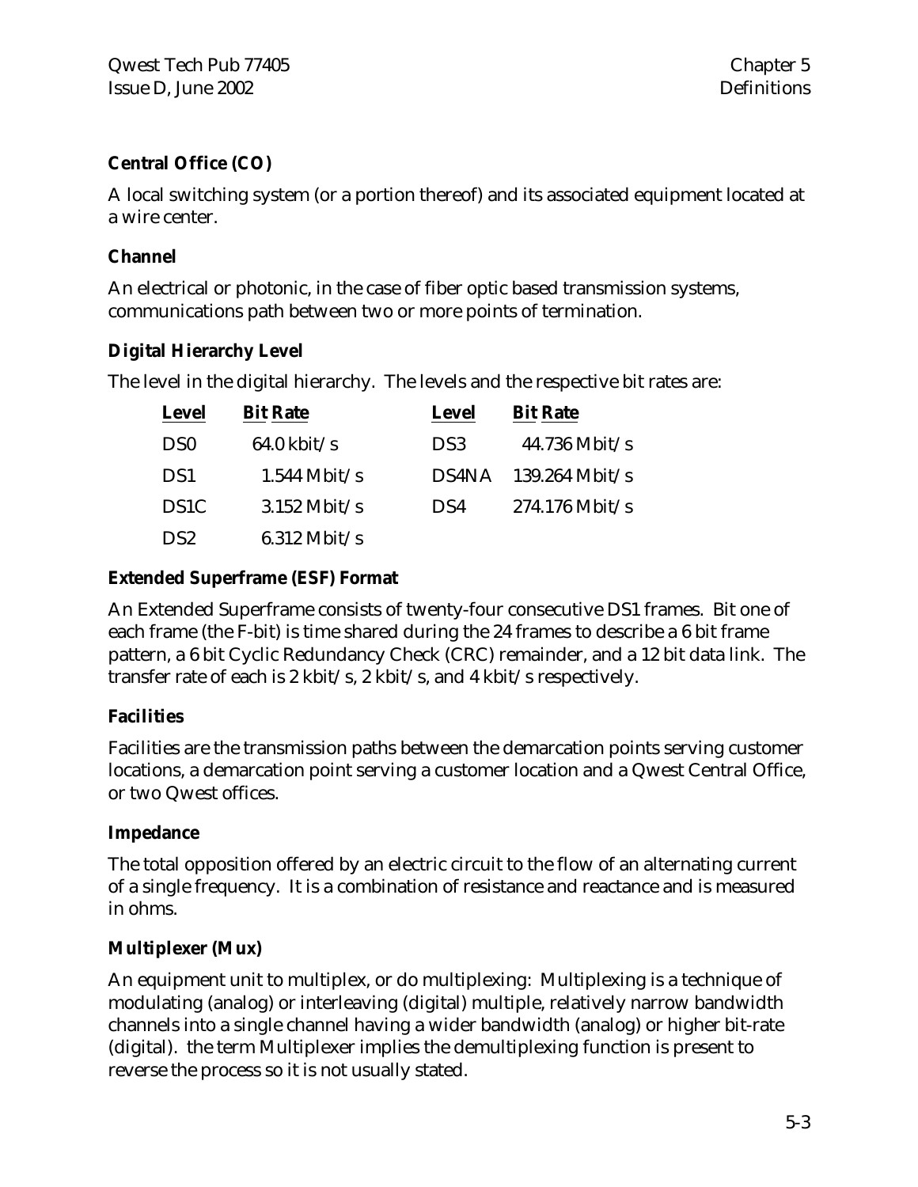**Central Office (CO)**

A local switching system (or a portion thereof) and its associated equipment located at a wire center.

**Channel**

An electrical or photonic, in the case of fiber optic based transmission systems, communications path between two or more points of termination.

**Digital Hierarchy Level**

The level in the digital hierarchy. The levels and the respective bit rates are:

| Level | Bit Rate | Level | Bit Rate |
|---|---|---|---|
| DS0 | 64.0 kbit/s | DS3 | 44.736 Mbit/s |
| DS1 | 1.544 Mbit/s | DS4NA | 139.264 Mbit/s |
| DS1C | 3.152 Mbit/s | DS4 | 274.176 Mbit/s |
| DS2 | 6.312 Mbit/s | | |

**Extended Superframe (ESF) Format**

An Extended Superframe consists of twenty-four consecutive DS1 frames. Bit one of each frame (the F-bit) is time shared during the 24 frames to describe a 6 bit frame pattern, a 6 bit Cyclic Redundancy Check (CRC) remainder, and a 12 bit data link. The transfer rate of each is 2 kbit/s, 2 kbit/s, and 4 kbit/s respectively.

**Facilities**

Facilities are the transmission paths between the demarcation points serving customer locations, a demarcation point serving a customer location and a Qwest Central Office, or two Qwest offices.

**Impedance**

The total opposition offered by an electric circuit to the flow of an alternating current of a single frequency. It is a combination of resistance and reactance and is measured in ohms.

**Multiplexer (Mux)**

An equipment unit to multiplex, or do multiplexing: Multiplexing is a technique of modulating (analog) or interleaving (digital) multiple, relatively narrow bandwidth channels into a single channel having a wider bandwidth (analog) or higher bit-rate (digital). the term Multiplexer implies the demultiplexing function is present to reverse the process so it is not usually stated.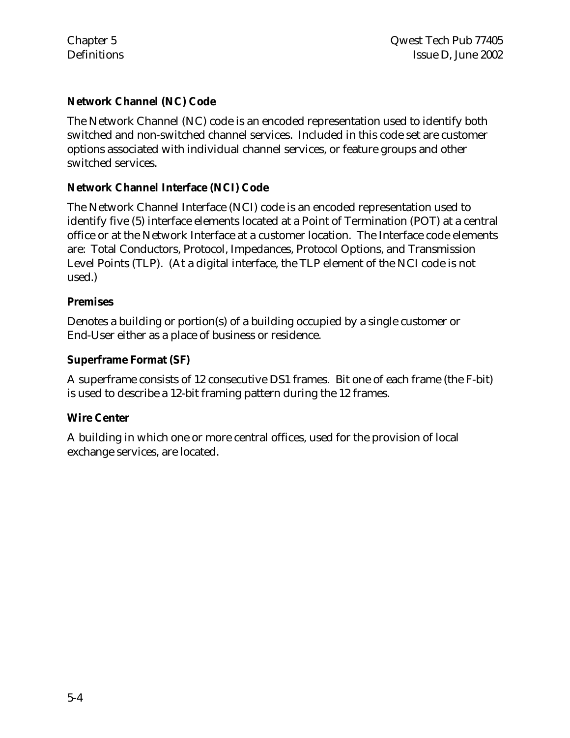**Network Channel (NC) Code**

The Network Channel (NC) code is an encoded representation used to identify both switched and non-switched channel services. Included in this code set are customer options associated with individual channel services, or feature groups and other switched services.

**Network Channel Interface (NCI) Code**

The Network Channel Interface (NCI) code is an encoded representation used to identify five (5) interface elements located at a Point of Termination (POT) at a central office or at the Network Interface at a customer location. The Interface code elements are: Total Conductors, Protocol, Impedances, Protocol Options, and Transmission Level Points (TLP). (At a digital interface, the TLP element of the NCI code is not used.)

**Premises**

Denotes a building or portion(s) of a building occupied by a single customer or End-User either as a place of business or residence.

**Superframe Format (SF)**

A superframe consists of 12 consecutive DS1 frames. Bit one of each frame (the F-bit) is used to describe a 12-bit framing pattern during the 12 frames.

**Wire Center**

A building in which one or more central offices, used for the provision of local exchange services, are located.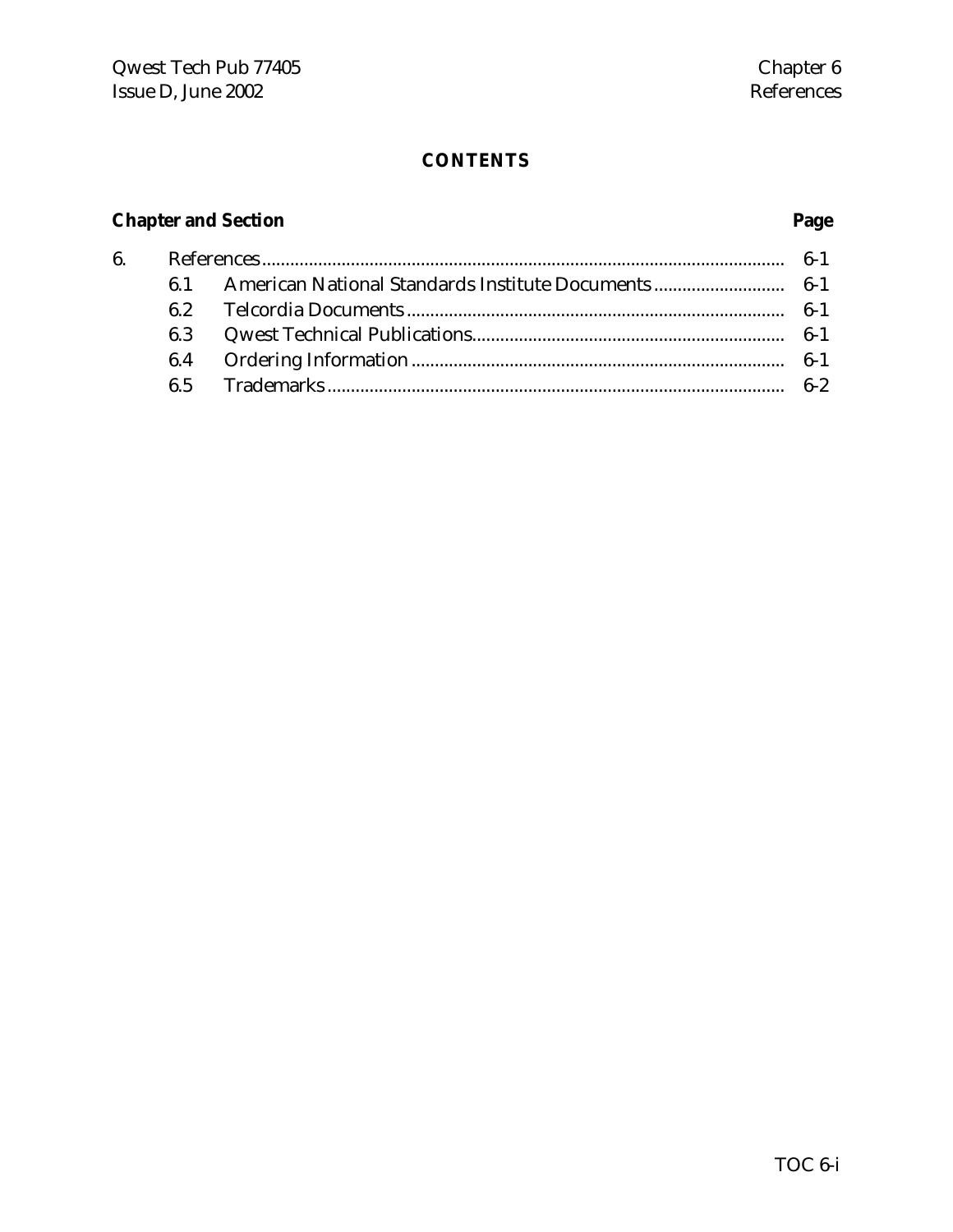# CONTENTS

| Chapter and Section | | | Page |
|---|---|---|---|
| 6. | References | | 6-1 |
| | 6.1 | American National Standards Institute Documents | 6-1 |
| | 6.2 | Telcordia Documents | 6-1 |
| | 6.3 | Qwest Technical Publications | 6-1 |
| | 6.4 | Ordering Information | 6-1 |
| | 6.5 | Trademarks | 6-2 |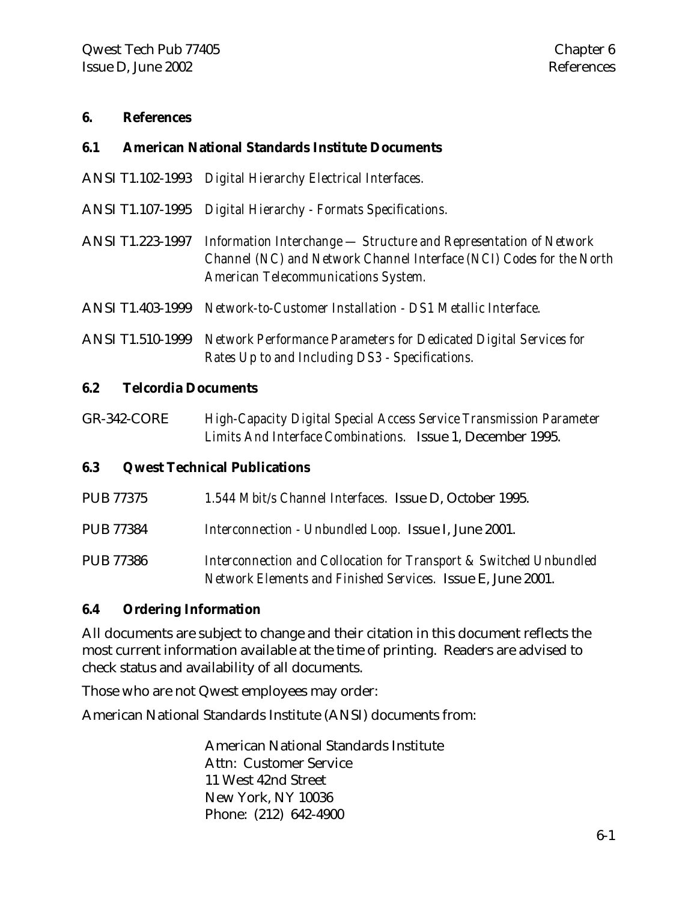# 6. References

## 6.1 American National Standards Institute Documents

ANSI T1.102-1993 *Digital Hierarchy Electrical Interfaces.*

ANSI T1.107-1995 *Digital Hierarchy - Formats Specifications.*

ANSI T1.223-1997 *Information Interchange — Structure and Representation of Network Channel (NC) and Network Channel Interface (NCI) Codes for the North American Telecommunications System.*

ANSI T1.403-1999 *Network-to-Customer Installation - DS1 Metallic Interface.*

ANSI T1.510-1999 *Network Performance Parameters for Dedicated Digital Services for Rates Up to and Including DS3 - Specifications.*

## 6.2 Telcordia Documents

GR-342-CORE *High-Capacity Digital Special Access Service Transmission Parameter Limits And Interface Combinations.* Issue 1, December 1995.

## 6.3 Qwest Technical Publications

PUB 77375 *1.544 Mbit/s Channel Interfaces.* Issue D, October 1995.

PUB 77384 *Interconnection - Unbundled Loop.* Issue I, June 2001.

PUB 77386 *Interconnection and Collocation for Transport & Switched Unbundled Network Elements and Finished Services.* Issue E, June 2001.

## 6.4 Ordering Information

All documents are subject to change and their citation in this document reflects the most current information available at the time of printing. Readers are advised to check status and availability of all documents.

Those who are not Qwest employees may order:

American National Standards Institute (ANSI) documents from:

American National Standards Institute
Attn: Customer Service
11 West 42nd Street
New York, NY 10036
Phone: (212) 642-4900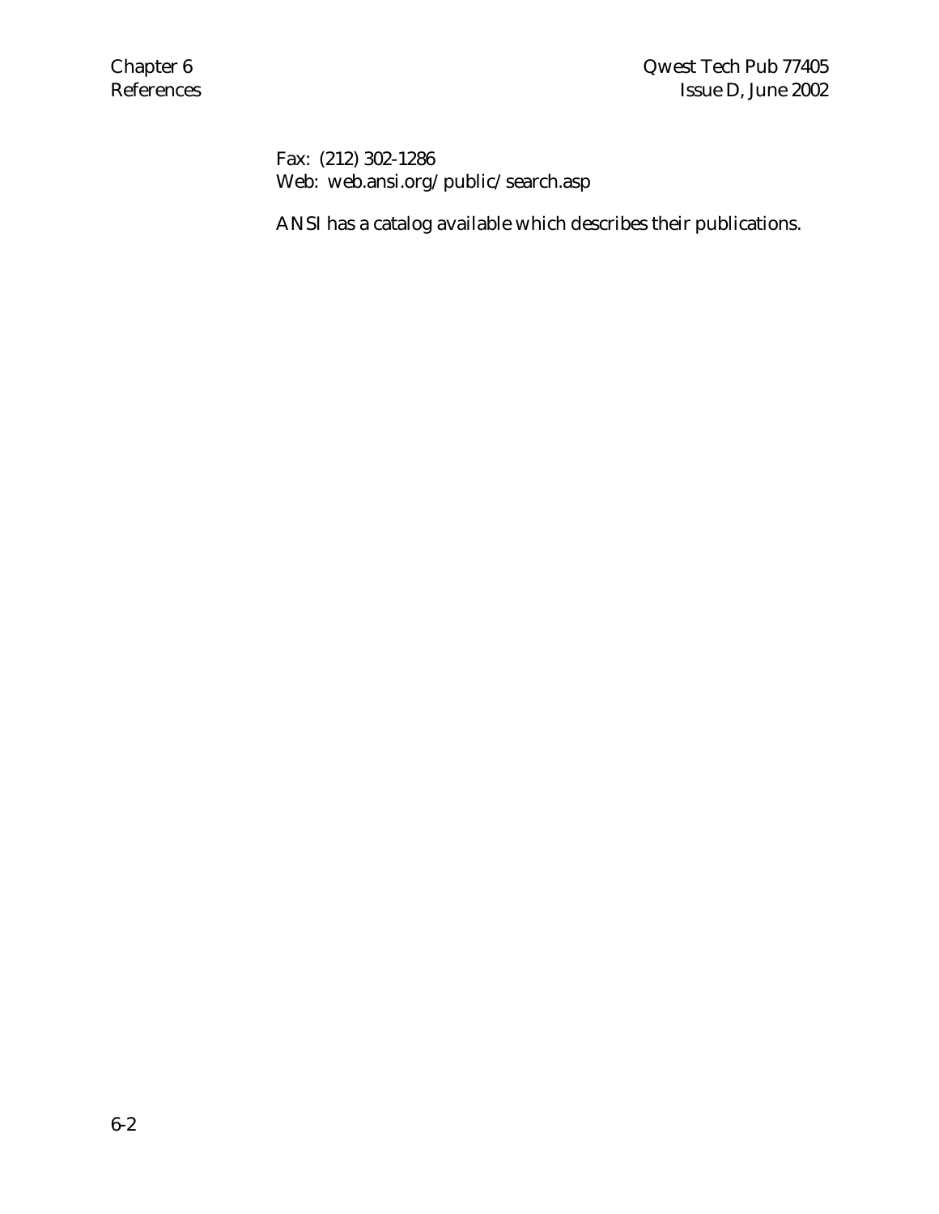Fax: (212) 302-1286
Web: web.ansi.org/public/search.asp

ANSI has a catalog available which describes their publications.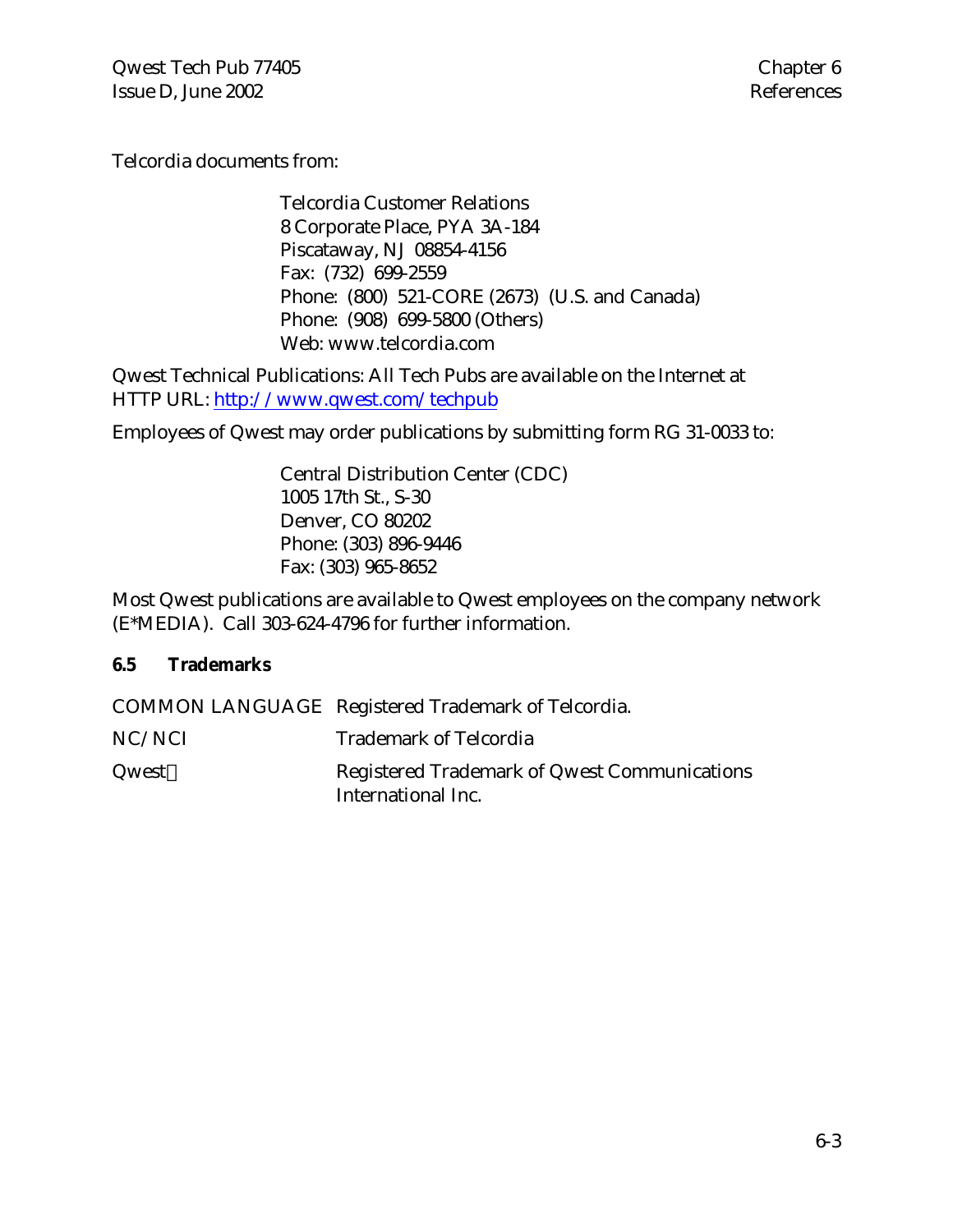Telcordia documents from:

Telcordia Customer Relations
8 Corporate Place, PYA 3A-184
Piscataway, NJ 08854-4156
Fax: (732) 699-2559
Phone: (800) 521-CORE (2673) (U.S. and Canada)
Phone: (908) 699-5800 (Others)
Web: www.telcordia.com

Qwest Technical Publications: All Tech Pubs are available on the Internet at HTTP URL: http://www.qwest.com/techpub

Employees of Qwest may order publications by submitting form RG 31-0033 to:

Central Distribution Center (CDC)
1005 17th St., S-30
Denver, CO 80202
Phone: (303) 896-9446
Fax: (303) 965-8652

Most Qwest publications are available to Qwest employees on the company network (E*MEDIA). Call 303-624-4796 for further information.

## 6.5 Trademarks

| | |
|---|---|
| COMMON LANGUAGE | Registered Trademark of Telcordia. |
| NC/NCI | Trademark of Telcordia |
| Qwest® | Registered Trademark of Qwest Communications International Inc. |